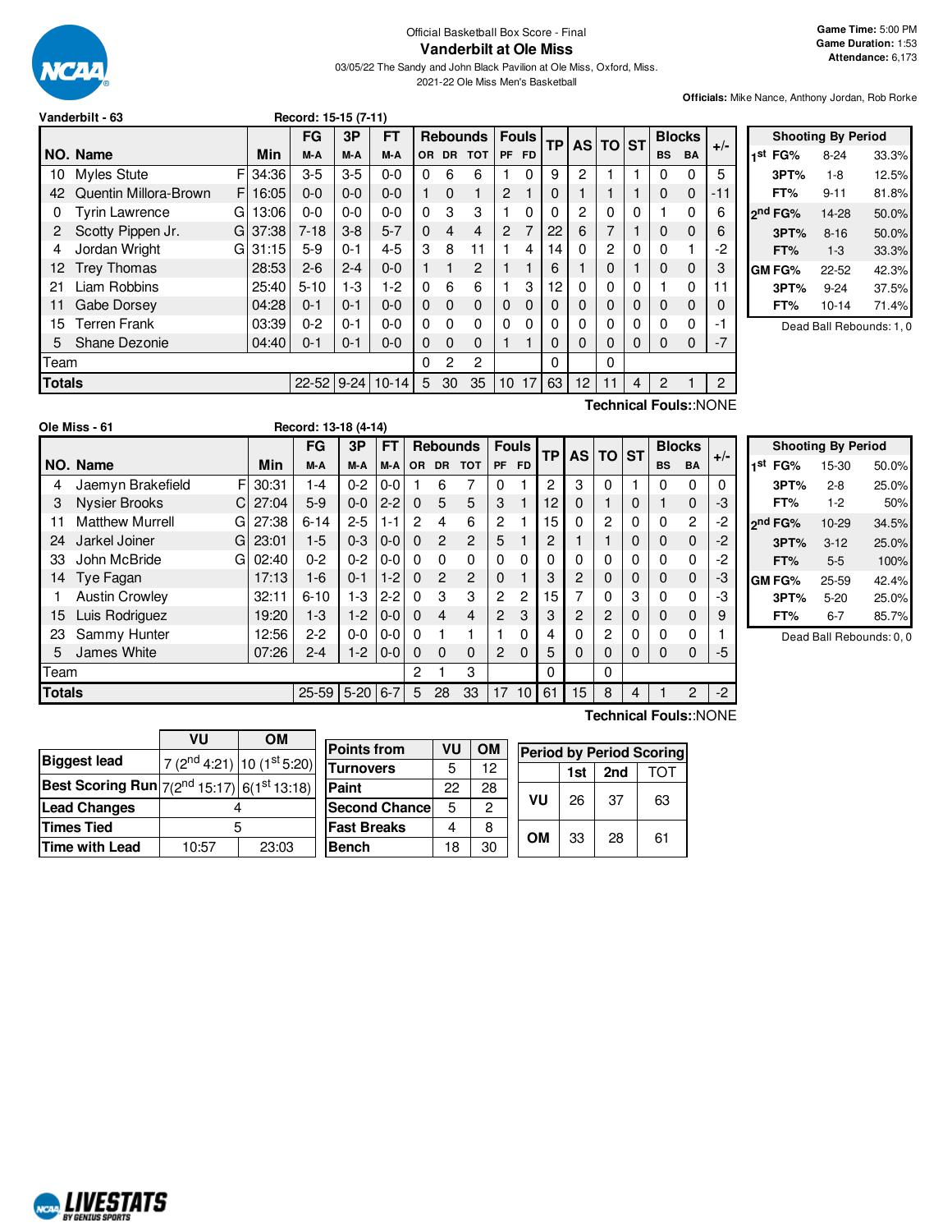Official Basketball Box Score - Final

# Vanderbilt at Ole Miss

03/05/22 The Sandy and John Black Pavilion at Ole Miss, Oxford, Miss.

2021-22 Ole Miss Men's Basketball

**Game Time:** 5:00 PM
**Game Duration:** 1:53
**Attendance:** 6,173

**Officials:** Mike Nance, Anthony Jordan, Rob Rorke

## Vanderbilt - 63 — Record: 15-15 (7-11)

| NO. | Name | | Min | FG M-A | 3P M-A | FT M-A | OR | DR | TOT | PF | FD | TP | AS | TO | ST | BS | BA | +/- |
|---|---|---|---|---|---|---|---|---|---|---|---|---|---|---|---|---|---|---|
| 10 | Myles Stute | F | 34:36 | 3-5 | 3-5 | 0-0 | 0 | 6 | 6 | 1 | 0 | 9 | 2 | 1 | 1 | 0 | 0 | 5 |
| 42 | Quentin Millora-Brown | F | 16:05 | 0-0 | 0-0 | 0-0 | 1 | 0 | 1 | 2 | 1 | 0 | 1 | 1 | 1 | 0 | 0 | -11 |
| 0 | Tyrin Lawrence | G | 13:06 | 0-0 | 0-0 | 0-0 | 0 | 3 | 3 | 1 | 0 | 0 | 2 | 0 | 0 | 1 | 0 | 6 |
| 2 | Scotty Pippen Jr. | G | 37:38 | 7-18 | 3-8 | 5-7 | 0 | 4 | 4 | 2 | 7 | 22 | 6 | 7 | 1 | 0 | 0 | 6 |
| 4 | Jordan Wright | G | 31:15 | 5-9 | 0-1 | 4-5 | 3 | 8 | 11 | 1 | 4 | 14 | 0 | 2 | 0 | 0 | 1 | -2 |
| 12 | Trey Thomas | | 28:53 | 2-6 | 2-4 | 0-0 | 1 | 1 | 2 | 1 | 1 | 6 | 1 | 0 | 1 | 0 | 0 | 3 |
| 21 | Liam Robbins | | 25:40 | 5-10 | 1-3 | 1-2 | 0 | 6 | 6 | 1 | 3 | 12 | 0 | 0 | 0 | 1 | 0 | 11 |
| 11 | Gabe Dorsey | | 04:28 | 0-1 | 0-1 | 0-0 | 0 | 0 | 0 | 0 | 0 | 0 | 0 | 0 | 0 | 0 | 0 | 0 |
| 15 | Terren Frank | | 03:39 | 0-2 | 0-1 | 0-0 | 0 | 0 | 0 | 0 | 0 | 0 | 0 | 0 | 0 | 0 | 0 | -1 |
| 5 | Shane Dezonie | | 04:40 | 0-1 | 0-1 | 0-0 | 0 | 0 | 0 | 1 | 1 | 0 | 0 | 0 | 0 | 0 | 0 | -7 |
| | Team | | | | | | 0 | 2 | 2 | | | 0 | | 0 | | | | |
| | **Totals** | | | 22-52 | 9-24 | 10-14 | 5 | 30 | 35 | 10 | 17 | 63 | 12 | 11 | 4 | 2 | 1 | 2 |

Technical Fouls::NONE

| Shooting By Period | | |
|---|---|---|
| 1st FG% | 8-24 | 33.3% |
| 3PT% | 1-8 | 12.5% |
| FT% | 9-11 | 81.8% |
| 2nd FG% | 14-28 | 50.0% |
| 3PT% | 8-16 | 50.0% |
| FT% | 1-3 | 33.3% |
| GM FG% | 22-52 | 42.3% |
| 3PT% | 9-24 | 37.5% |
| FT% | 10-14 | 71.4% |

Dead Ball Rebounds: 1, 0

## Ole Miss - 61 — Record: 13-18 (4-14)

| NO. | Name | | Min | FG M-A | 3P M-A | FT M-A | OR | DR | TOT | PF | FD | TP | AS | TO | ST | BS | BA | +/- |
|---|---|---|---|---|---|---|---|---|---|---|---|---|---|---|---|---|---|---|
| 4 | Jaemyn Brakefield | F | 30:31 | 1-4 | 0-2 | 0-0 | 1 | 6 | 7 | 0 | 1 | 2 | 3 | 0 | 1 | 0 | 0 | 0 |
| 3 | Nysier Brooks | C | 27:04 | 5-9 | 0-0 | 2-2 | 0 | 5 | 5 | 3 | 1 | 12 | 0 | 1 | 0 | 1 | 0 | -3 |
| 11 | Matthew Murrell | G | 27:38 | 6-14 | 2-5 | 1-1 | 2 | 4 | 6 | 2 | 1 | 15 | 0 | 2 | 0 | 0 | 2 | -2 |
| 24 | Jarkel Joiner | G | 23:01 | 1-5 | 0-3 | 0-0 | 0 | 2 | 2 | 5 | 1 | 2 | 1 | 1 | 0 | 0 | 0 | -2 |
| 33 | John McBride | G | 02:40 | 0-2 | 0-2 | 0-0 | 0 | 0 | 0 | 0 | 0 | 0 | 0 | 0 | 0 | 0 | 0 | -2 |
| 14 | Tye Fagan | | 17:13 | 1-6 | 0-1 | 1-2 | 0 | 2 | 2 | 0 | 1 | 3 | 2 | 0 | 0 | 0 | 0 | -3 |
| 1 | Austin Crowley | | 32:11 | 6-10 | 1-3 | 2-2 | 0 | 3 | 3 | 2 | 2 | 15 | 7 | 0 | 3 | 0 | 0 | -3 |
| 15 | Luis Rodriguez | | 19:20 | 1-3 | 1-2 | 0-0 | 0 | 4 | 4 | 2 | 3 | 3 | 2 | 2 | 0 | 0 | 0 | 9 |
| 23 | Sammy Hunter | | 12:56 | 2-2 | 0-0 | 0-0 | 0 | 1 | 1 | 1 | 0 | 4 | 0 | 2 | 0 | 0 | 0 | 1 |
| 5 | James White | | 07:26 | 2-4 | 1-2 | 0-0 | 0 | 0 | 0 | 2 | 0 | 5 | 0 | 0 | 0 | 0 | 0 | -5 |
| | Team | | | | | | 2 | 1 | 3 | | | 0 | | 0 | | | | |
| | **Totals** | | | 25-59 | 5-20 | 6-7 | 5 | 28 | 33 | 17 | 10 | 61 | 15 | 8 | 4 | 1 | 2 | -2 |

Technical Fouls::NONE

| Shooting By Period | | |
|---|---|---|
| 1st FG% | 15-30 | 50.0% |
| 3PT% | 2-8 | 25.0% |
| FT% | 1-2 | 50% |
| 2nd FG% | 10-29 | 34.5% |
| 3PT% | 3-12 | 25.0% |
| FT% | 5-5 | 100% |
| GM FG% | 25-59 | 42.4% |
| 3PT% | 5-20 | 25.0% |
| FT% | 6-7 | 85.7% |

Dead Ball Rebounds: 0, 0

| | VU | OM |
|---|---|---|
| **Biggest lead** | 7 (2nd 4:21) | 10 (1st 5:20) |
| **Best Scoring Run** | 7(2nd 15:17) | 6(1st 13:18) |
| **Lead Changes** | 4 | |
| **Times Tied** | 5 | |
| **Time with Lead** | 10:57 | 23:03 |

| Points from | VU | OM |
|---|---|---|
| Turnovers | 5 | 12 |
| Paint | 22 | 28 |
| Second Chance | 5 | 2 |
| Fast Breaks | 4 | 8 |
| Bench | 18 | 30 |

| Period by Period Scoring | 1st | 2nd | TOT |
|---|---|---|---|
| VU | 26 | 37 | 63 |
| OM | 33 | 28 | 61 |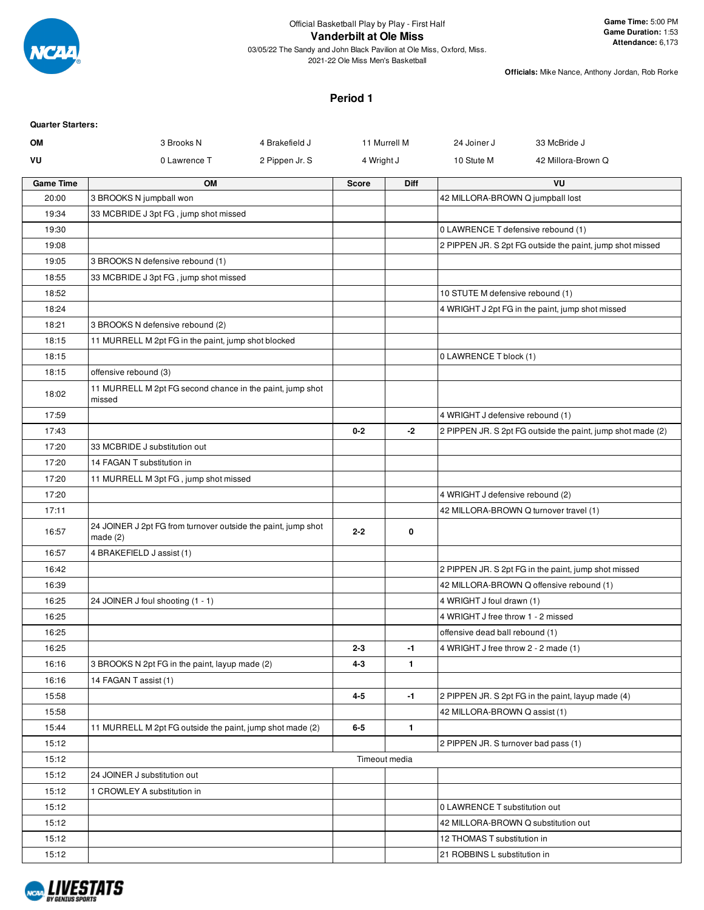Official Basketball Play by Play - First Half

# Vanderbilt at Ole Miss

03/05/22 The Sandy and John Black Pavilion at Ole Miss, Oxford, Miss.

2021-22 Ole Miss Men's Basketball

**Game Time:** 5:00 PM
**Game Duration:** 1:53
**Attendance:** 6,173

**Officials:** Mike Nance, Anthony Jordan, Rob Rorke

## Period 1

**Quarter Starters:**

| | | | | | |
|---|---|---|---|---|---|
| OM | 3 Brooks N | 4 Brakefield J | 11 Murrell M | 24 Joiner J | 33 McBride J |
| VU | 0 Lawrence T | 2 Pippen Jr. S | 4 Wright J | 10 Stute M | 42 Millora-Brown Q |

| Game Time | OM | Score | Diff | VU |
|---|---|---|---|---|
| 20:00 | 3 BROOKS N jumpball won | | | 42 MILLORA-BROWN Q jumpball lost |
| 19:34 | 33 MCBRIDE J 3pt FG , jump shot missed | | | |
| 19:30 | | | | 0 LAWRENCE T defensive rebound (1) |
| 19:08 | | | | 2 PIPPEN JR. S 2pt FG outside the paint, jump shot missed |
| 19:05 | 3 BROOKS N defensive rebound (1) | | | |
| 18:55 | 33 MCBRIDE J 3pt FG , jump shot missed | | | |
| 18:52 | | | | 10 STUTE M defensive rebound (1) |
| 18:24 | | | | 4 WRIGHT J 2pt FG in the paint, jump shot missed |
| 18:21 | 3 BROOKS N defensive rebound (2) | | | |
| 18:15 | 11 MURRELL M 2pt FG in the paint, jump shot blocked | | | |
| 18:15 | | | | 0 LAWRENCE T block (1) |
| 18:15 | offensive rebound (3) | | | |
| 18:02 | 11 MURRELL M 2pt FG second chance in the paint, jump shot missed | | | |
| 17:59 | | | | 4 WRIGHT J defensive rebound (1) |
| 17:43 | | 0-2 | -2 | 2 PIPPEN JR. S 2pt FG outside the paint, jump shot made (2) |
| 17:20 | 33 MCBRIDE J substitution out | | | |
| 17:20 | 14 FAGAN T substitution in | | | |
| 17:20 | 11 MURRELL M 3pt FG , jump shot missed | | | |
| 17:20 | | | | 4 WRIGHT J defensive rebound (2) |
| 17:11 | | | | 42 MILLORA-BROWN Q turnover travel (1) |
| 16:57 | 24 JOINER J 2pt FG from turnover outside the paint, jump shot made (2) | 2-2 | 0 | |
| 16:57 | 4 BRAKEFIELD J assist (1) | | | |
| 16:42 | | | | 2 PIPPEN JR. S 2pt FG in the paint, jump shot missed |
| 16:39 | | | | 42 MILLORA-BROWN Q offensive rebound (1) |
| 16:25 | 24 JOINER J foul shooting (1 - 1) | | | 4 WRIGHT J foul drawn (1) |
| 16:25 | | | | 4 WRIGHT J free throw 1 - 2 missed |
| 16:25 | | | | offensive dead ball rebound (1) |
| 16:25 | | 2-3 | -1 | 4 WRIGHT J free throw 2 - 2 made (1) |
| 16:16 | 3 BROOKS N 2pt FG in the paint, layup made (2) | 4-3 | 1 | |
| 16:16 | 14 FAGAN T assist (1) | | | |
| 15:58 | | 4-5 | -1 | 2 PIPPEN JR. S 2pt FG in the paint, layup made (4) |
| 15:58 | | | | 42 MILLORA-BROWN Q assist (1) |
| 15:44 | 11 MURRELL M 2pt FG outside the paint, jump shot made (2) | 6-5 | 1 | |
| 15:12 | | | | 2 PIPPEN JR. S turnover bad pass (1) |
| 15:12 | Timeout media | | | |
| 15:12 | 24 JOINER J substitution out | | | |
| 15:12 | 1 CROWLEY A substitution in | | | |
| 15:12 | | | | 0 LAWRENCE T substitution out |
| 15:12 | | | | 42 MILLORA-BROWN Q substitution out |
| 15:12 | | | | 12 THOMAS T substitution in |
| 15:12 | | | | 21 ROBBINS L substitution in |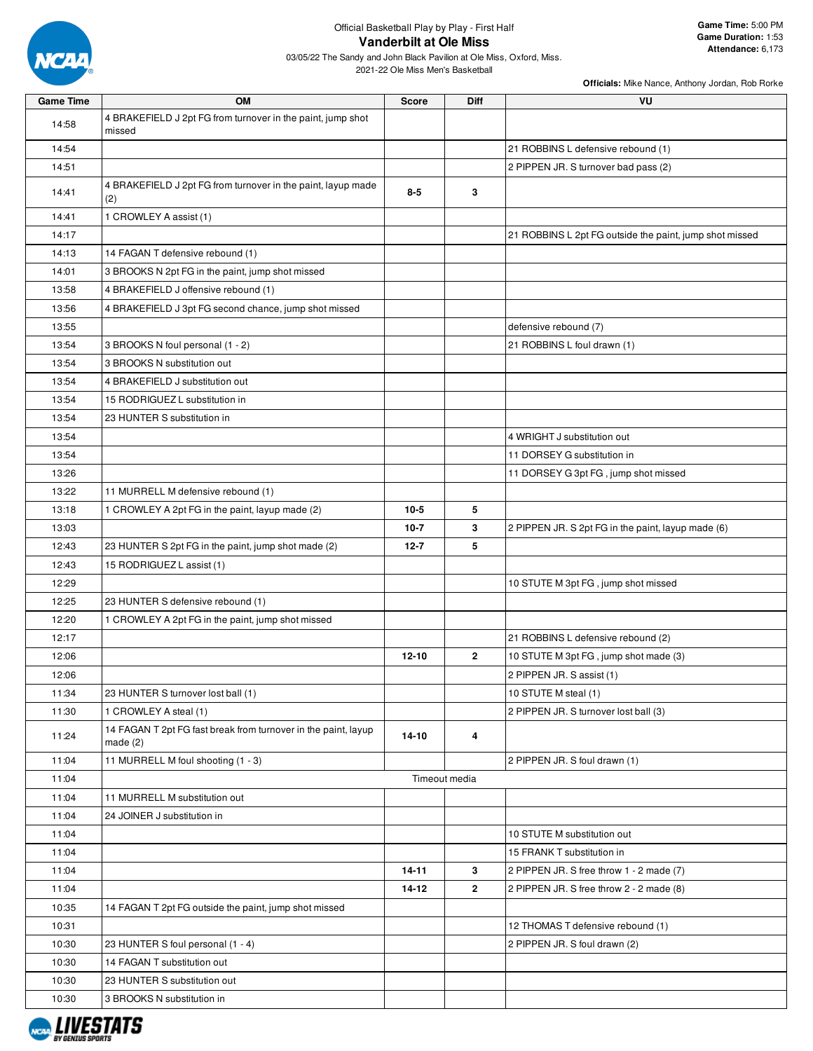Official Basketball Play by Play - First Half

# Vanderbilt at Ole Miss

03/05/22 The Sandy and John Black Pavilion at Ole Miss, Oxford, Miss.
2021-22 Ole Miss Men's Basketball

**Game Time:** 5:00 PM
**Game Duration:** 1:53
**Attendance:** 6,173

**Officials:** Mike Nance, Anthony Jordan, Rob Rorke

| Game Time | OM | Score | Diff | VU |
|---|---|---|---|---|
| 14:58 | 4 BRAKEFIELD J 2pt FG from turnover in the paint, jump shot missed | | | |
| 14:54 | | | | 21 ROBBINS L defensive rebound (1) |
| 14:51 | | | | 2 PIPPEN JR. S turnover bad pass (2) |
| 14:41 | 4 BRAKEFIELD J 2pt FG from turnover in the paint, layup made (2) | 8-5 | 3 | |
| 14:41 | 1 CROWLEY A assist (1) | | | |
| 14:17 | | | | 21 ROBBINS L 2pt FG outside the paint, jump shot missed |
| 14:13 | 14 FAGAN T defensive rebound (1) | | | |
| 14:01 | 3 BROOKS N 2pt FG in the paint, jump shot missed | | | |
| 13:58 | 4 BRAKEFIELD J offensive rebound (1) | | | |
| 13:56 | 4 BRAKEFIELD J 3pt FG second chance, jump shot missed | | | |
| 13:55 | | | | defensive rebound (7) |
| 13:54 | 3 BROOKS N foul personal (1 - 2) | | | 21 ROBBINS L foul drawn (1) |
| 13:54 | 3 BROOKS N substitution out | | | |
| 13:54 | 4 BRAKEFIELD J substitution out | | | |
| 13:54 | 15 RODRIGUEZ L substitution in | | | |
| 13:54 | 23 HUNTER S substitution in | | | |
| 13:54 | | | | 4 WRIGHT J substitution out |
| 13:54 | | | | 11 DORSEY G substitution in |
| 13:26 | | | | 11 DORSEY G 3pt FG , jump shot missed |
| 13:22 | 11 MURRELL M defensive rebound (1) | | | |
| 13:18 | 1 CROWLEY A 2pt FG in the paint, layup made (2) | 10-5 | 5 | |
| 13:03 | | 10-7 | 3 | 2 PIPPEN JR. S 2pt FG in the paint, layup made (6) |
| 12:43 | 23 HUNTER S 2pt FG in the paint, jump shot made (2) | 12-7 | 5 | |
| 12:43 | 15 RODRIGUEZ L assist (1) | | | |
| 12:29 | | | | 10 STUTE M 3pt FG , jump shot missed |
| 12:25 | 23 HUNTER S defensive rebound (1) | | | |
| 12:20 | 1 CROWLEY A 2pt FG in the paint, jump shot missed | | | |
| 12:17 | | | | 21 ROBBINS L defensive rebound (2) |
| 12:06 | | 12-10 | 2 | 10 STUTE M 3pt FG , jump shot made (3) |
| 12:06 | | | | 2 PIPPEN JR. S assist (1) |
| 11:34 | 23 HUNTER S turnover lost ball (1) | | | 10 STUTE M steal (1) |
| 11:30 | 1 CROWLEY A steal (1) | | | 2 PIPPEN JR. S turnover lost ball (3) |
| 11:24 | 14 FAGAN T 2pt FG fast break from turnover in the paint, layup made (2) | 14-10 | 4 | |
| 11:04 | 11 MURRELL M foul shooting (1 - 3) | | | 2 PIPPEN JR. S foul drawn (1) |
| 11:04 | Timeout media | | | |
| 11:04 | 11 MURRELL M substitution out | | | |
| 11:04 | 24 JOINER J substitution in | | | |
| 11:04 | | | | 10 STUTE M substitution out |
| 11:04 | | | | 15 FRANK T substitution in |
| 11:04 | | 14-11 | 3 | 2 PIPPEN JR. S free throw 1 - 2 made (7) |
| 11:04 | | 14-12 | 2 | 2 PIPPEN JR. S free throw 2 - 2 made (8) |
| 10:35 | 14 FAGAN T 2pt FG outside the paint, jump shot missed | | | |
| 10:31 | | | | 12 THOMAS T defensive rebound (1) |
| 10:30 | 23 HUNTER S foul personal (1 - 4) | | | 2 PIPPEN JR. S foul drawn (2) |
| 10:30 | 14 FAGAN T substitution out | | | |
| 10:30 | 23 HUNTER S substitution out | | | |
| 10:30 | 3 BROOKS N substitution in | | | |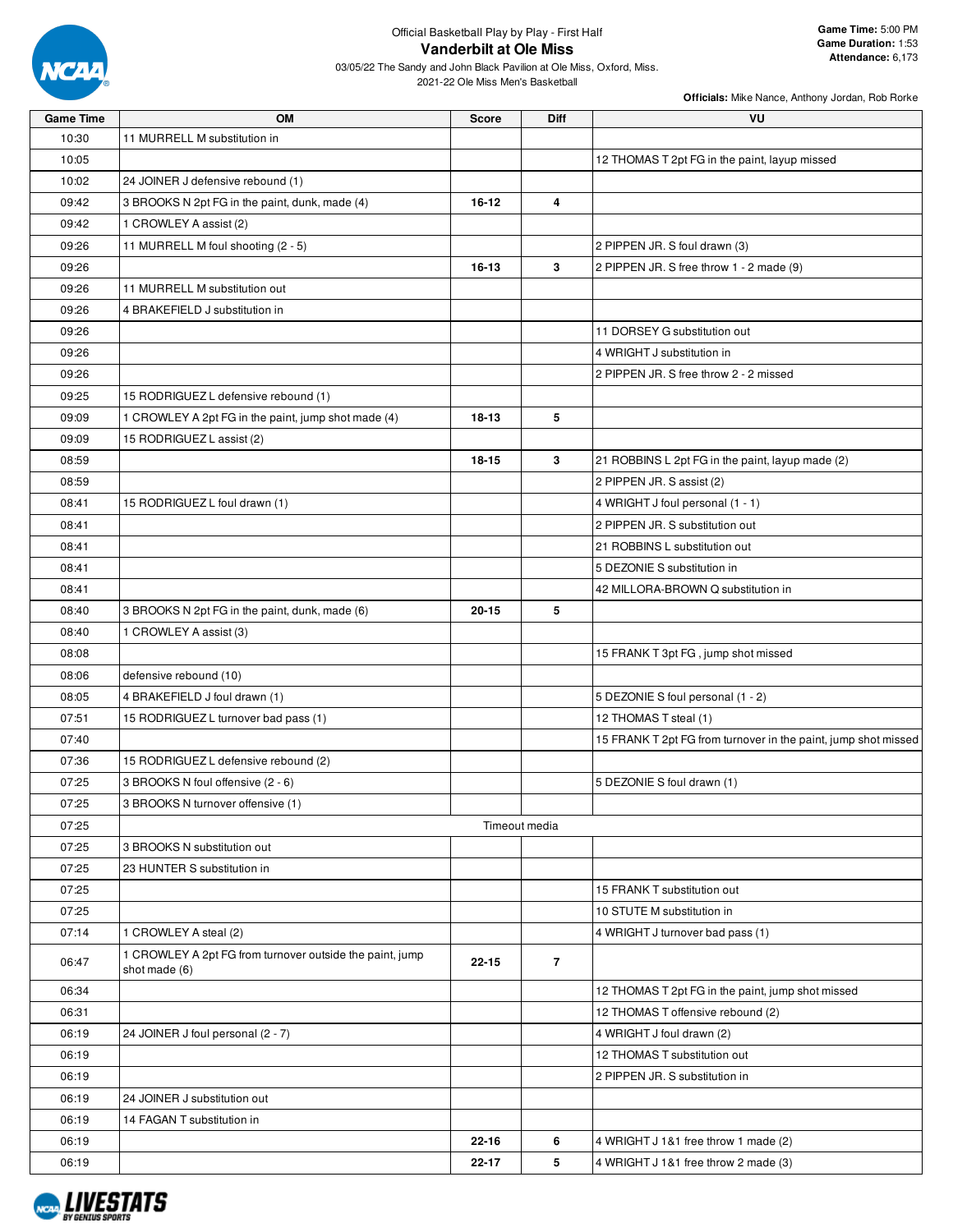Official Basketball Play by Play - First Half

# Vanderbilt at Ole Miss

03/05/22 The Sandy and John Black Pavilion at Ole Miss, Oxford, Miss.

2021-22 Ole Miss Men's Basketball

**Game Time:** 5:00 PM
**Game Duration:** 1:53
**Attendance:** 6,173

**Officials:** Mike Nance, Anthony Jordan, Rob Rorke

| Game Time | OM | Score | Diff | VU |
|---|---|---|---|---|
| 10:30 | 11 MURRELL M substitution in | | | |
| 10:05 | | | | 12 THOMAS T 2pt FG in the paint, layup missed |
| 10:02 | 24 JOINER J defensive rebound (1) | | | |
| 09:42 | 3 BROOKS N 2pt FG in the paint, dunk, made (4) | 16-12 | 4 | |
| 09:42 | 1 CROWLEY A assist (2) | | | |
| 09:26 | 11 MURRELL M foul shooting (2 - 5) | | | 2 PIPPEN JR. S foul drawn (3) |
| 09:26 | | 16-13 | 3 | 2 PIPPEN JR. S free throw 1 - 2 made (9) |
| 09:26 | 11 MURRELL M substitution out | | | |
| 09:26 | 4 BRAKEFIELD J substitution in | | | |
| 09:26 | | | | 11 DORSEY G substitution out |
| 09:26 | | | | 4 WRIGHT J substitution in |
| 09:26 | | | | 2 PIPPEN JR. S free throw 2 - 2 missed |
| 09:25 | 15 RODRIGUEZ L defensive rebound (1) | | | |
| 09:09 | 1 CROWLEY A 2pt FG in the paint, jump shot made (4) | 18-13 | 5 | |
| 09:09 | 15 RODRIGUEZ L assist (2) | | | |
| 08:59 | | 18-15 | 3 | 21 ROBBINS L 2pt FG in the paint, layup made (2) |
| 08:59 | | | | 2 PIPPEN JR. S assist (2) |
| 08:41 | 15 RODRIGUEZ L foul drawn (1) | | | 4 WRIGHT J foul personal (1 - 1) |
| 08:41 | | | | 2 PIPPEN JR. S substitution out |
| 08:41 | | | | 21 ROBBINS L substitution out |
| 08:41 | | | | 5 DEZONIE S substitution in |
| 08:41 | | | | 42 MILLORA-BROWN Q substitution in |
| 08:40 | 3 BROOKS N 2pt FG in the paint, dunk, made (6) | 20-15 | 5 | |
| 08:40 | 1 CROWLEY A assist (3) | | | |
| 08:08 | | | | 15 FRANK T 3pt FG , jump shot missed |
| 08:06 | defensive rebound (10) | | | |
| 08:05 | 4 BRAKEFIELD J foul drawn (1) | | | 5 DEZONIE S foul personal (1 - 2) |
| 07:51 | 15 RODRIGUEZ L turnover bad pass (1) | | | 12 THOMAS T steal (1) |
| 07:40 | | | | 15 FRANK T 2pt FG from turnover in the paint, jump shot missed |
| 07:36 | 15 RODRIGUEZ L defensive rebound (2) | | | |
| 07:25 | 3 BROOKS N foul offensive (2 - 6) | | | 5 DEZONIE S foul drawn (1) |
| 07:25 | 3 BROOKS N turnover offensive (1) | | | |
| 07:25 | Timeout media | | | |
| 07:25 | 3 BROOKS N substitution out | | | |
| 07:25 | 23 HUNTER S substitution in | | | |
| 07:25 | | | | 15 FRANK T substitution out |
| 07:25 | | | | 10 STUTE M substitution in |
| 07:14 | 1 CROWLEY A steal (2) | | | 4 WRIGHT J turnover bad pass (1) |
| 06:47 | 1 CROWLEY A 2pt FG from turnover outside the paint, jump shot made (6) | 22-15 | 7 | |
| 06:34 | | | | 12 THOMAS T 2pt FG in the paint, jump shot missed |
| 06:31 | | | | 12 THOMAS T offensive rebound (2) |
| 06:19 | 24 JOINER J foul personal (2 - 7) | | | 4 WRIGHT J foul drawn (2) |
| 06:19 | | | | 12 THOMAS T substitution out |
| 06:19 | | | | 2 PIPPEN JR. S substitution in |
| 06:19 | 24 JOINER J substitution out | | | |
| 06:19 | 14 FAGAN T substitution in | | | |
| 06:19 | | 22-16 | 6 | 4 WRIGHT J 1&1 free throw 1 made (2) |
| 06:19 | | 22-17 | 5 | 4 WRIGHT J 1&1 free throw 2 made (3) |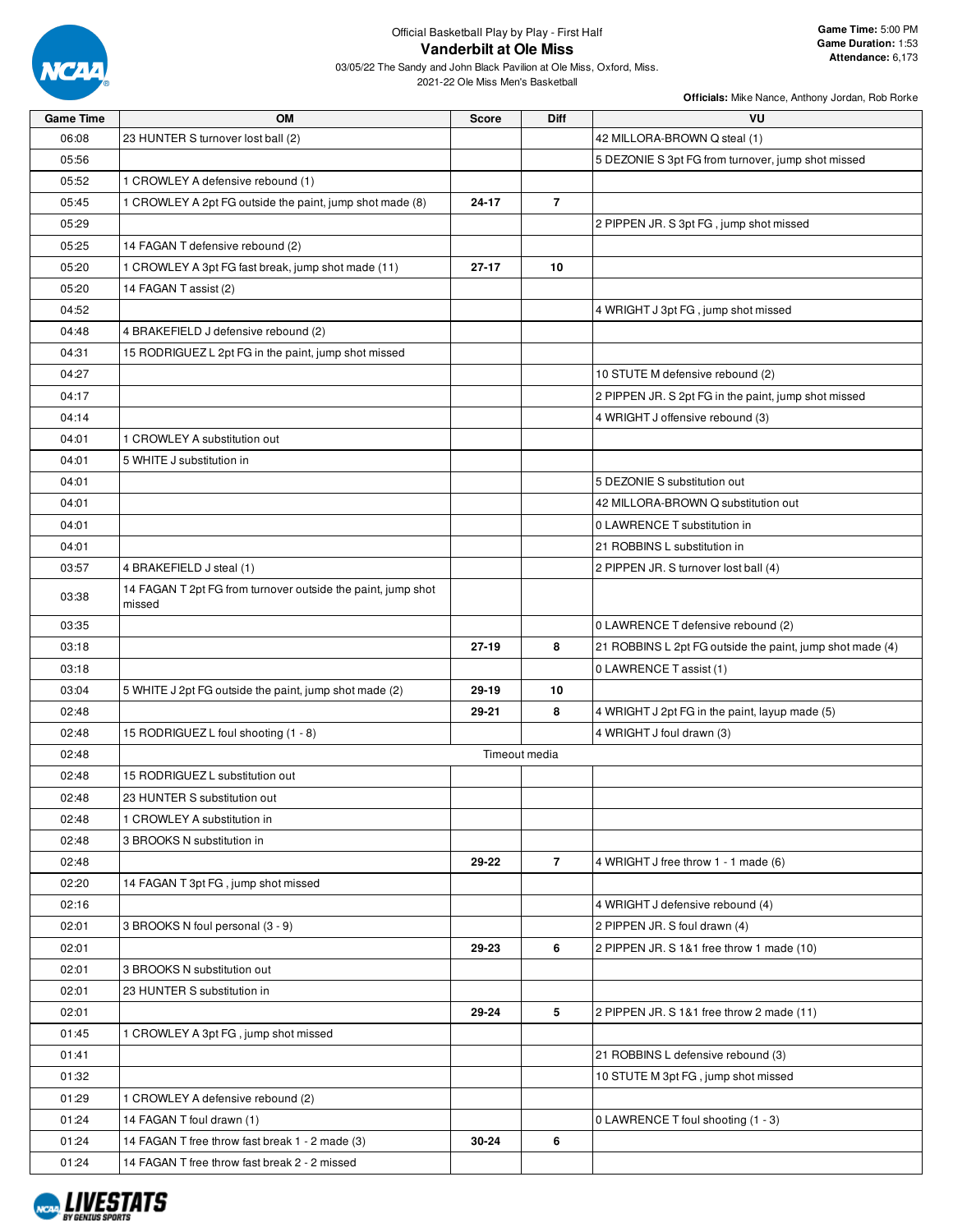Official Basketball Play by Play - First Half

# Vanderbilt at Ole Miss

03/05/22 The Sandy and John Black Pavilion at Ole Miss, Oxford, Miss.
2021-22 Ole Miss Men's Basketball

**Game Time:** 5:00 PM
**Game Duration:** 1:53
**Attendance:** 6,173

**Officials:** Mike Nance, Anthony Jordan, Rob Rorke

| Game Time | OM | Score | Diff | VU |
|---|---|---|---|---|
| 06:08 | 23 HUNTER S turnover lost ball (2) | | | 42 MILLORA-BROWN Q steal (1) |
| 05:56 | | | | 5 DEZONIE S 3pt FG from turnover, jump shot missed |
| 05:52 | 1 CROWLEY A defensive rebound (1) | | | |
| 05:45 | 1 CROWLEY A 2pt FG outside the paint, jump shot made (8) | 24-17 | 7 | |
| 05:29 | | | | 2 PIPPEN JR. S 3pt FG , jump shot missed |
| 05:25 | 14 FAGAN T defensive rebound (2) | | | |
| 05:20 | 1 CROWLEY A 3pt FG fast break, jump shot made (11) | 27-17 | 10 | |
| 05:20 | 14 FAGAN T assist (2) | | | |
| 04:52 | | | | 4 WRIGHT J 3pt FG , jump shot missed |
| 04:48 | 4 BRAKEFIELD J defensive rebound (2) | | | |
| 04:31 | 15 RODRIGUEZ L 2pt FG in the paint, jump shot missed | | | |
| 04:27 | | | | 10 STUTE M defensive rebound (2) |
| 04:17 | | | | 2 PIPPEN JR. S 2pt FG in the paint, jump shot missed |
| 04:14 | | | | 4 WRIGHT J offensive rebound (3) |
| 04:01 | 1 CROWLEY A substitution out | | | |
| 04:01 | 5 WHITE J substitution in | | | |
| 04:01 | | | | 5 DEZONIE S substitution out |
| 04:01 | | | | 42 MILLORA-BROWN Q substitution out |
| 04:01 | | | | 0 LAWRENCE T substitution in |
| 04:01 | | | | 21 ROBBINS L substitution in |
| 03:57 | 4 BRAKEFIELD J steal (1) | | | 2 PIPPEN JR. S turnover lost ball (4) |
| 03:38 | 14 FAGAN T 2pt FG from turnover outside the paint, jump shot missed | | | |
| 03:35 | | | | 0 LAWRENCE T defensive rebound (2) |
| 03:18 | | 27-19 | 8 | 21 ROBBINS L 2pt FG outside the paint, jump shot made (4) |
| 03:18 | | | | 0 LAWRENCE T assist (1) |
| 03:04 | 5 WHITE J 2pt FG outside the paint, jump shot made (2) | 29-19 | 10 | |
| 02:48 | | 29-21 | 8 | 4 WRIGHT J 2pt FG in the paint, layup made (5) |
| 02:48 | 15 RODRIGUEZ L foul shooting (1 - 8) | | | 4 WRIGHT J foul drawn (3) |
| 02:48 | Timeout media | | | |
| 02:48 | 15 RODRIGUEZ L substitution out | | | |
| 02:48 | 23 HUNTER S substitution out | | | |
| 02:48 | 1 CROWLEY A substitution in | | | |
| 02:48 | 3 BROOKS N substitution in | | | |
| 02:48 | | 29-22 | 7 | 4 WRIGHT J free throw 1 - 1 made (6) |
| 02:20 | 14 FAGAN T 3pt FG , jump shot missed | | | |
| 02:16 | | | | 4 WRIGHT J defensive rebound (4) |
| 02:01 | 3 BROOKS N foul personal (3 - 9) | | | 2 PIPPEN JR. S foul drawn (4) |
| 02:01 | | 29-23 | 6 | 2 PIPPEN JR. S 1&1 free throw 1 made (10) |
| 02:01 | 3 BROOKS N substitution out | | | |
| 02:01 | 23 HUNTER S substitution in | | | |
| 02:01 | | 29-24 | 5 | 2 PIPPEN JR. S 1&1 free throw 2 made (11) |
| 01:45 | 1 CROWLEY A 3pt FG , jump shot missed | | | |
| 01:41 | | | | 21 ROBBINS L defensive rebound (3) |
| 01:32 | | | | 10 STUTE M 3pt FG , jump shot missed |
| 01:29 | 1 CROWLEY A defensive rebound (2) | | | |
| 01:24 | 14 FAGAN T foul drawn (1) | | | 0 LAWRENCE T foul shooting (1 - 3) |
| 01:24 | 14 FAGAN T free throw fast break 1 - 2 made (3) | 30-24 | 6 | |
| 01:24 | 14 FAGAN T free throw fast break 2 - 2 missed | | | |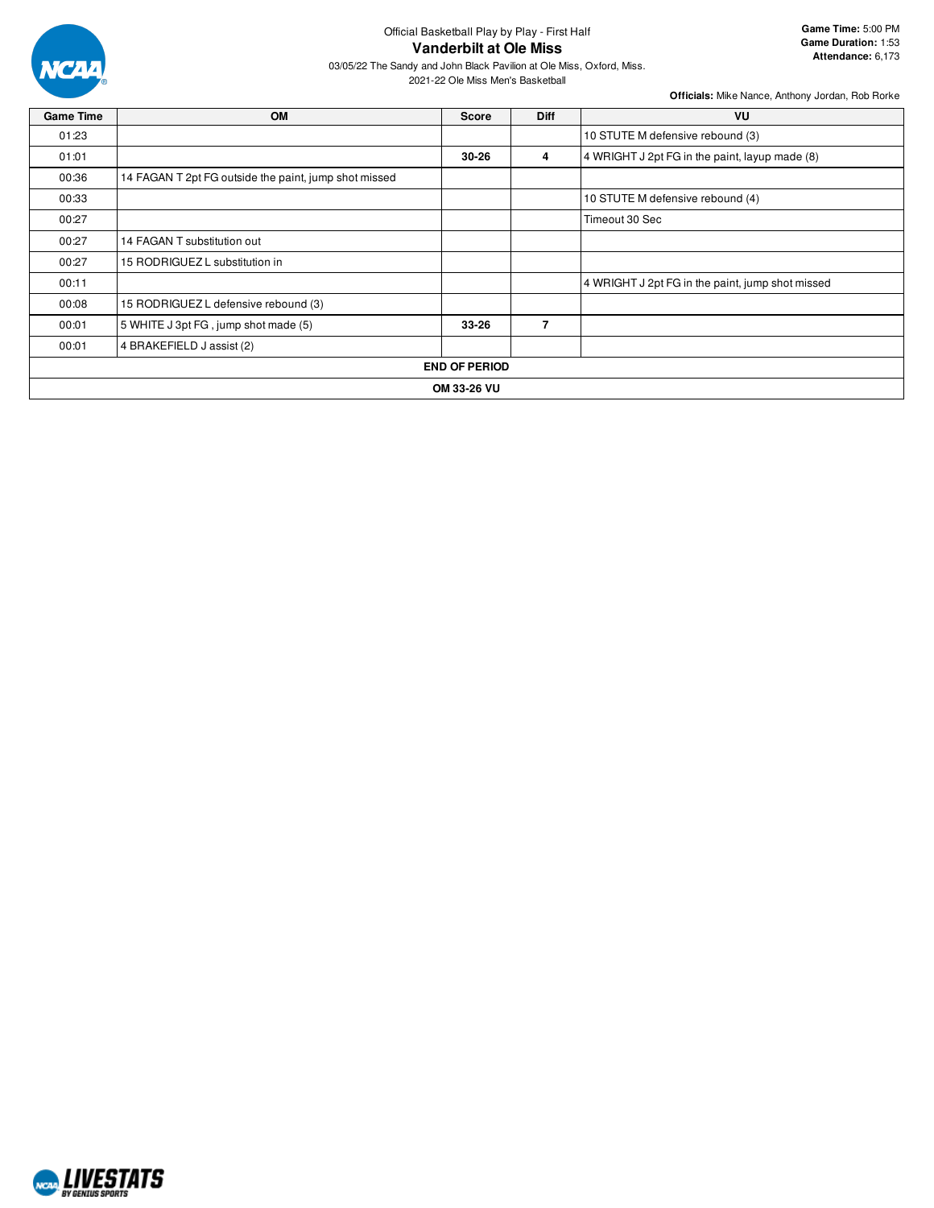Official Basketball Play by Play - First Half

# Vanderbilt at Ole Miss

03/05/22 The Sandy and John Black Pavilion at Ole Miss, Oxford, Miss.
2021-22 Ole Miss Men's Basketball

**Game Time:** 5:00 PM
**Game Duration:** 1:53
**Attendance:** 6,173

**Officials:** Mike Nance, Anthony Jordan, Rob Rorke

| Game Time | OM | Score | Diff | VU |
|---|---|---|---|---|
| 01:23 | | | | 10 STUTE M defensive rebound (3) |
| 01:01 | | 30-26 | 4 | 4 WRIGHT J 2pt FG in the paint, layup made (8) |
| 00:36 | 14 FAGAN T 2pt FG outside the paint, jump shot missed | | | |
| 00:33 | | | | 10 STUTE M defensive rebound (4) |
| 00:27 | | | | Timeout 30 Sec |
| 00:27 | 14 FAGAN T substitution out | | | |
| 00:27 | 15 RODRIGUEZ L substitution in | | | |
| 00:11 | | | | 4 WRIGHT J 2pt FG in the paint, jump shot missed |
| 00:08 | 15 RODRIGUEZ L defensive rebound (3) | | | |
| 00:01 | 5 WHITE J 3pt FG , jump shot made (5) | 33-26 | 7 | |
| 00:01 | 4 BRAKEFIELD J assist (2) | | | |

**END OF PERIOD**

**OM 33-26 VU**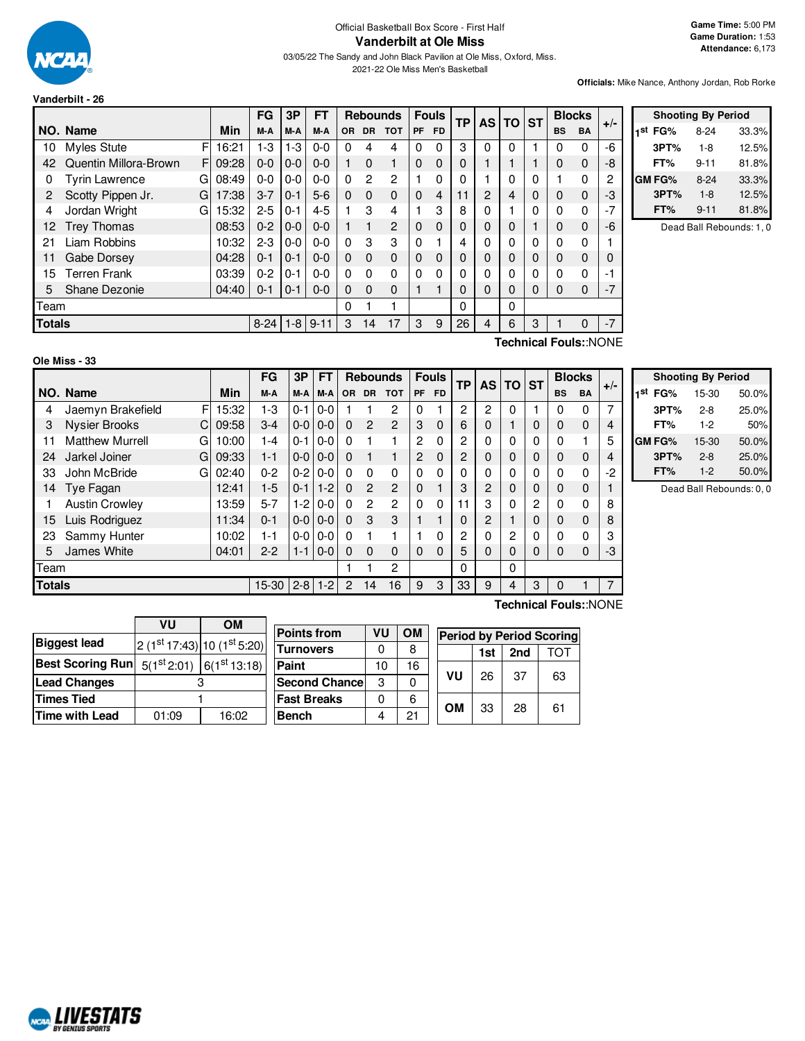Official Basketball Box Score - First Half

# Vanderbilt at Ole Miss

03/05/22 The Sandy and John Black Pavilion at Ole Miss, Oxford, Miss.

2021-22 Ole Miss Men's Basketball

**Game Time:** 5:00 PM
**Game Duration:** 1:53
**Attendance:** 6,173

**Officials:** Mike Nance, Anthony Jordan, Rob Rorke

## Vanderbilt - 26

| NO. | Name | | Min | FG M-A | 3P M-A | FT M-A | OR | DR | TOT | PF | FD | TP | AS | TO | ST | BS | BA | +/- |
|---|---|---|---|---|---|---|---|---|---|---|---|---|---|---|---|---|---|---|
| 10 | Myles Stute | F | 16:21 | 1-3 | 1-3 | 0-0 | 0 | 4 | 4 | 0 | 0 | 3 | 0 | 0 | 1 | 0 | 0 | -6 |
| 42 | Quentin Millora-Brown | F | 09:28 | 0-0 | 0-0 | 0-0 | 1 | 0 | 1 | 0 | 0 | 0 | 1 | 1 | 1 | 0 | 0 | -8 |
| 0 | Tyrin Lawrence | G | 08:49 | 0-0 | 0-0 | 0-0 | 0 | 2 | 2 | 1 | 0 | 0 | 1 | 0 | 0 | 1 | 0 | 2 |
| 2 | Scotty Pippen Jr. | G | 17:38 | 3-7 | 0-1 | 5-6 | 0 | 0 | 0 | 0 | 4 | 11 | 2 | 4 | 0 | 0 | 0 | -3 |
| 4 | Jordan Wright | G | 15:32 | 2-5 | 0-1 | 4-5 | 1 | 3 | 4 | 1 | 3 | 8 | 0 | 1 | 0 | 0 | 0 | -7 |
| 12 | Trey Thomas | | 08:53 | 0-2 | 0-0 | 0-0 | 1 | 1 | 2 | 0 | 0 | 0 | 0 | 0 | 1 | 0 | 0 | -6 |
| 21 | Liam Robbins | | 10:32 | 2-3 | 0-0 | 0-0 | 0 | 3 | 3 | 0 | 1 | 4 | 0 | 0 | 0 | 0 | 0 | 1 |
| 11 | Gabe Dorsey | | 04:28 | 0-1 | 0-1 | 0-0 | 0 | 0 | 0 | 0 | 0 | 0 | 0 | 0 | 0 | 0 | 0 | 0 |
| 15 | Terren Frank | | 03:39 | 0-2 | 0-1 | 0-0 | 0 | 0 | 0 | 0 | 0 | 0 | 0 | 0 | 0 | 0 | 0 | -1 |
| 5 | Shane Dezonie | | 04:40 | 0-1 | 0-1 | 0-0 | 0 | 0 | 0 | 1 | 1 | 0 | 0 | 0 | 0 | 0 | 0 | -7 |
| | Team | | | | | | 0 | 1 | 1 | | | 0 | | 0 | | | | |
| | **Totals** | | | 8-24 | 1-8 | 9-11 | 3 | 14 | 17 | 3 | 9 | 26 | 4 | 6 | 3 | 1 | 0 | -7 |

Technical Fouls::NONE

| Shooting By Period | | |
|---|---|---|
| 1st FG% | 8-24 | 33.3% |
| 3PT% | 1-8 | 12.5% |
| FT% | 9-11 | 81.8% |
| GM FG% | 8-24 | 33.3% |
| 3PT% | 1-8 | 12.5% |
| FT% | 9-11 | 81.8% |

Dead Ball Rebounds: 1, 0

## Ole Miss - 33

| NO. | Name | | Min | FG M-A | 3P M-A | FT M-A | OR | DR | TOT | PF | FD | TP | AS | TO | ST | BS | BA | +/- |
|---|---|---|---|---|---|---|---|---|---|---|---|---|---|---|---|---|---|---|
| 4 | Jaemyn Brakefield | F | 15:32 | 1-3 | 0-1 | 0-0 | 1 | 1 | 2 | 0 | 1 | 2 | 2 | 0 | 1 | 0 | 0 | 7 |
| 3 | Nysier Brooks | C | 09:58 | 3-4 | 0-0 | 0-0 | 0 | 2 | 2 | 3 | 0 | 6 | 0 | 1 | 0 | 0 | 0 | 4 |
| 11 | Matthew Murrell | G | 10:00 | 1-4 | 0-1 | 0-0 | 0 | 1 | 1 | 2 | 0 | 2 | 0 | 0 | 0 | 0 | 1 | 5 |
| 24 | Jarkel Joiner | G | 09:33 | 1-1 | 0-0 | 0-0 | 0 | 1 | 1 | 2 | 0 | 2 | 0 | 0 | 0 | 0 | 0 | 4 |
| 33 | John McBride | G | 02:40 | 0-2 | 0-2 | 0-0 | 0 | 0 | 0 | 0 | 0 | 0 | 0 | 0 | 0 | 0 | 0 | -2 |
| 14 | Tye Fagan | | 12:41 | 1-5 | 0-1 | 1-2 | 0 | 2 | 2 | 0 | 1 | 3 | 2 | 0 | 0 | 0 | 0 | 1 |
| 1 | Austin Crowley | | 13:59 | 5-7 | 1-2 | 0-0 | 0 | 2 | 2 | 0 | 0 | 11 | 3 | 0 | 2 | 0 | 0 | 8 |
| 15 | Luis Rodriguez | | 11:34 | 0-1 | 0-0 | 0-0 | 0 | 3 | 3 | 1 | 1 | 0 | 2 | 1 | 0 | 0 | 0 | 8 |
| 23 | Sammy Hunter | | 10:02 | 1-1 | 0-0 | 0-0 | 0 | 1 | 1 | 1 | 0 | 2 | 0 | 2 | 0 | 0 | 0 | 3 |
| 5 | James White | | 04:01 | 2-2 | 1-1 | 0-0 | 0 | 0 | 0 | 0 | 0 | 5 | 0 | 0 | 0 | 0 | 0 | -3 |
| | Team | | | | | | 1 | 1 | 2 | | | 0 | | 0 | | | | |
| | **Totals** | | | 15-30 | 2-8 | 1-2 | 2 | 14 | 16 | 9 | 3 | 33 | 9 | 4 | 3 | 0 | 1 | 7 |

Technical Fouls::NONE

| Shooting By Period | | |
|---|---|---|
| 1st FG% | 15-30 | 50.0% |
| 3PT% | 2-8 | 25.0% |
| FT% | 1-2 | 50% |
| GM FG% | 15-30 | 50.0% |
| 3PT% | 2-8 | 25.0% |
| FT% | 1-2 | 50.0% |

Dead Ball Rebounds: 0, 0

| | VU | OM |
|---|---|---|
| Biggest lead | 2 (1st 17:43) | 10 (1st 5:20) |
| Best Scoring Run | 5(1st 2:01) | 6(1st 13:18) |
| Lead Changes | 3 | |
| Times Tied | 1 | |
| Time with Lead | 01:09 | 16:02 |

| Points from | VU | OM |
|---|---|---|
| Turnovers | 0 | 8 |
| Paint | 10 | 16 |
| Second Chance | 3 | 0 |
| Fast Breaks | 0 | 6 |
| Bench | 4 | 21 |

| Period by Period Scoring | 1st | 2nd | TOT |
|---|---|---|---|
| VU | 26 | 37 | 63 |
| OM | 33 | 28 | 61 |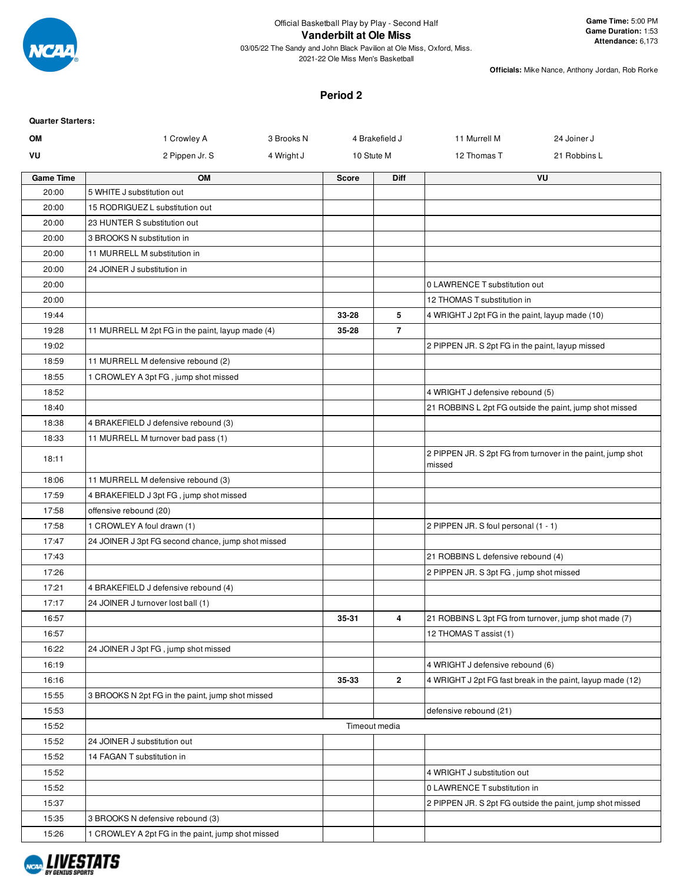Official Basketball Play by Play - Second Half

# Vanderbilt at Ole Miss

03/05/22 The Sandy and John Black Pavilion at Ole Miss, Oxford, Miss.
2021-22 Ole Miss Men's Basketball

**Game Time:** 5:00 PM
**Game Duration:** 1:53
**Attendance:** 6,173

**Officials:** Mike Nance, Anthony Jordan, Rob Rorke

## Period 2

**Quarter Starters:**

| | | | | | |
|---|---|---|---|---|---|
| OM | 1 Crowley A | 3 Brooks N | 4 Brakefield J | 11 Murrell M | 24 Joiner J |
| VU | 2 Pippen Jr. S | 4 Wright J | 10 Stute M | 12 Thomas T | 21 Robbins L |

| Game Time | OM | Score | Diff | VU |
|---|---|---|---|---|
| 20:00 | 5 WHITE J substitution out | | | |
| 20:00 | 15 RODRIGUEZ L substitution out | | | |
| 20:00 | 23 HUNTER S substitution out | | | |
| 20:00 | 3 BROOKS N substitution in | | | |
| 20:00 | 11 MURRELL M substitution in | | | |
| 20:00 | 24 JOINER J substitution in | | | |
| 20:00 | | | | 0 LAWRENCE T substitution out |
| 20:00 | | | | 12 THOMAS T substitution in |
| 19:44 | | 33-28 | 5 | 4 WRIGHT J 2pt FG in the paint, layup made (10) |
| 19:28 | 11 MURRELL M 2pt FG in the paint, layup made (4) | 35-28 | 7 | |
| 19:02 | | | | 2 PIPPEN JR. S 2pt FG in the paint, layup missed |
| 18:59 | 11 MURRELL M defensive rebound (2) | | | |
| 18:55 | 1 CROWLEY A 3pt FG , jump shot missed | | | |
| 18:52 | | | | 4 WRIGHT J defensive rebound (5) |
| 18:40 | | | | 21 ROBBINS L 2pt FG outside the paint, jump shot missed |
| 18:38 | 4 BRAKEFIELD J defensive rebound (3) | | | |
| 18:33 | 11 MURRELL M turnover bad pass (1) | | | |
| 18:11 | | | | 2 PIPPEN JR. S 2pt FG from turnover in the paint, jump shot missed |
| 18:06 | 11 MURRELL M defensive rebound (3) | | | |
| 17:59 | 4 BRAKEFIELD J 3pt FG , jump shot missed | | | |
| 17:58 | offensive rebound (20) | | | |
| 17:58 | 1 CROWLEY A foul drawn (1) | | | 2 PIPPEN JR. S foul personal (1 - 1) |
| 17:47 | 24 JOINER J 3pt FG second chance, jump shot missed | | | |
| 17:43 | | | | 21 ROBBINS L defensive rebound (4) |
| 17:26 | | | | 2 PIPPEN JR. S 3pt FG , jump shot missed |
| 17:21 | 4 BRAKEFIELD J defensive rebound (4) | | | |
| 17:17 | 24 JOINER J turnover lost ball (1) | | | |
| 16:57 | | 35-31 | 4 | 21 ROBBINS L 3pt FG from turnover, jump shot made (7) |
| 16:57 | | | | 12 THOMAS T assist (1) |
| 16:22 | 24 JOINER J 3pt FG , jump shot missed | | | |
| 16:19 | | | | 4 WRIGHT J defensive rebound (6) |
| 16:16 | | 35-33 | 2 | 4 WRIGHT J 2pt FG fast break in the paint, layup made (12) |
| 15:55 | 3 BROOKS N 2pt FG in the paint, jump shot missed | | | |
| 15:53 | | | | defensive rebound (21) |
| 15:52 | | Timeout media | | |
| 15:52 | 24 JOINER J substitution out | | | |
| 15:52 | 14 FAGAN T substitution in | | | |
| 15:52 | | | | 4 WRIGHT J substitution out |
| 15:52 | | | | 0 LAWRENCE T substitution in |
| 15:37 | | | | 2 PIPPEN JR. S 2pt FG outside the paint, jump shot missed |
| 15:35 | 3 BROOKS N defensive rebound (3) | | | |
| 15:26 | 1 CROWLEY A 2pt FG in the paint, jump shot missed | | | |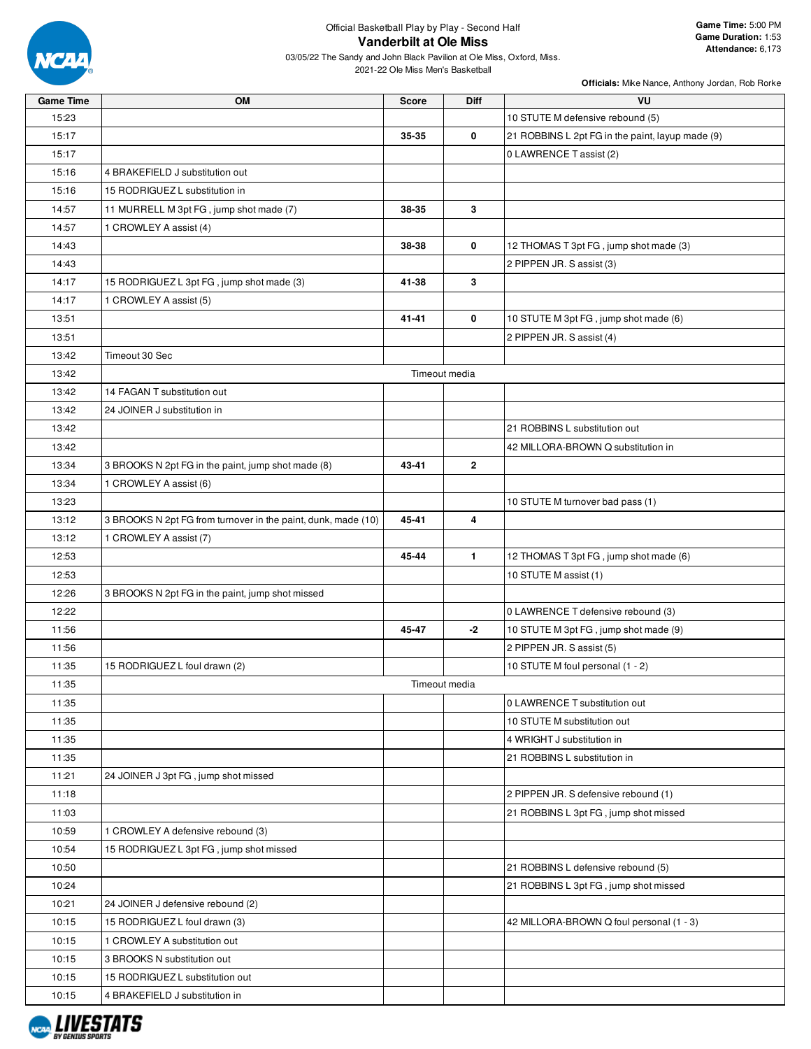Official Basketball Play by Play - Second Half

# Vanderbilt at Ole Miss

03/05/22 The Sandy and John Black Pavilion at Ole Miss, Oxford, Miss.
2021-22 Ole Miss Men's Basketball

**Game Time:** 5:00 PM
**Game Duration:** 1:53
**Attendance:** 6,173

**Officials:** Mike Nance, Anthony Jordan, Rob Rorke

| Game Time | OM | Score | Diff | VU |
|---|---|---|---|---|
| 15:23 | | | | 10 STUTE M defensive rebound (5) |
| 15:17 | | 35-35 | 0 | 21 ROBBINS L 2pt FG in the paint, layup made (9) |
| 15:17 | | | | 0 LAWRENCE T assist (2) |
| 15:16 | 4 BRAKEFIELD J substitution out | | | |
| 15:16 | 15 RODRIGUEZ L substitution in | | | |
| 14:57 | 11 MURRELL M 3pt FG , jump shot made (7) | 38-35 | 3 | |
| 14:57 | 1 CROWLEY A assist (4) | | | |
| 14:43 | | 38-38 | 0 | 12 THOMAS T 3pt FG , jump shot made (3) |
| 14:43 | | | | 2 PIPPEN JR. S assist (3) |
| 14:17 | 15 RODRIGUEZ L 3pt FG , jump shot made (3) | 41-38 | 3 | |
| 14:17 | 1 CROWLEY A assist (5) | | | |
| 13:51 | | 41-41 | 0 | 10 STUTE M 3pt FG , jump shot made (6) |
| 13:51 | | | | 2 PIPPEN JR. S assist (4) |
| 13:42 | Timeout 30 Sec | | | |
| 13:42 | Timeout media | | | |
| 13:42 | 14 FAGAN T substitution out | | | |
| 13:42 | 24 JOINER J substitution in | | | |
| 13:42 | | | | 21 ROBBINS L substitution out |
| 13:42 | | | | 42 MILLORA-BROWN Q substitution in |
| 13:34 | 3 BROOKS N 2pt FG in the paint, jump shot made (8) | 43-41 | 2 | |
| 13:34 | 1 CROWLEY A assist (6) | | | |
| 13:23 | | | | 10 STUTE M turnover bad pass (1) |
| 13:12 | 3 BROOKS N 2pt FG from turnover in the paint, dunk, made (10) | 45-41 | 4 | |
| 13:12 | 1 CROWLEY A assist (7) | | | |
| 12:53 | | 45-44 | 1 | 12 THOMAS T 3pt FG , jump shot made (6) |
| 12:53 | | | | 10 STUTE M assist (1) |
| 12:26 | 3 BROOKS N 2pt FG in the paint, jump shot missed | | | |
| 12:22 | | | | 0 LAWRENCE T defensive rebound (3) |
| 11:56 | | 45-47 | -2 | 10 STUTE M 3pt FG , jump shot made (9) |
| 11:56 | | | | 2 PIPPEN JR. S assist (5) |
| 11:35 | 15 RODRIGUEZ L foul drawn (2) | | | 10 STUTE M foul personal (1 - 2) |
| 11:35 | Timeout media | | | |
| 11:35 | | | | 0 LAWRENCE T substitution out |
| 11:35 | | | | 10 STUTE M substitution out |
| 11:35 | | | | 4 WRIGHT J substitution in |
| 11:35 | | | | 21 ROBBINS L substitution in |
| 11:21 | 24 JOINER J 3pt FG , jump shot missed | | | |
| 11:18 | | | | 2 PIPPEN JR. S defensive rebound (1) |
| 11:03 | | | | 21 ROBBINS L 3pt FG , jump shot missed |
| 10:59 | 1 CROWLEY A defensive rebound (3) | | | |
| 10:54 | 15 RODRIGUEZ L 3pt FG , jump shot missed | | | |
| 10:50 | | | | 21 ROBBINS L defensive rebound (5) |
| 10:24 | | | | 21 ROBBINS L 3pt FG , jump shot missed |
| 10:21 | 24 JOINER J defensive rebound (2) | | | |
| 10:15 | 15 RODRIGUEZ L foul drawn (3) | | | 42 MILLORA-BROWN Q foul personal (1 - 3) |
| 10:15 | 1 CROWLEY A substitution out | | | |
| 10:15 | 3 BROOKS N substitution out | | | |
| 10:15 | 15 RODRIGUEZ L substitution out | | | |
| 10:15 | 4 BRAKEFIELD J substitution in | | | |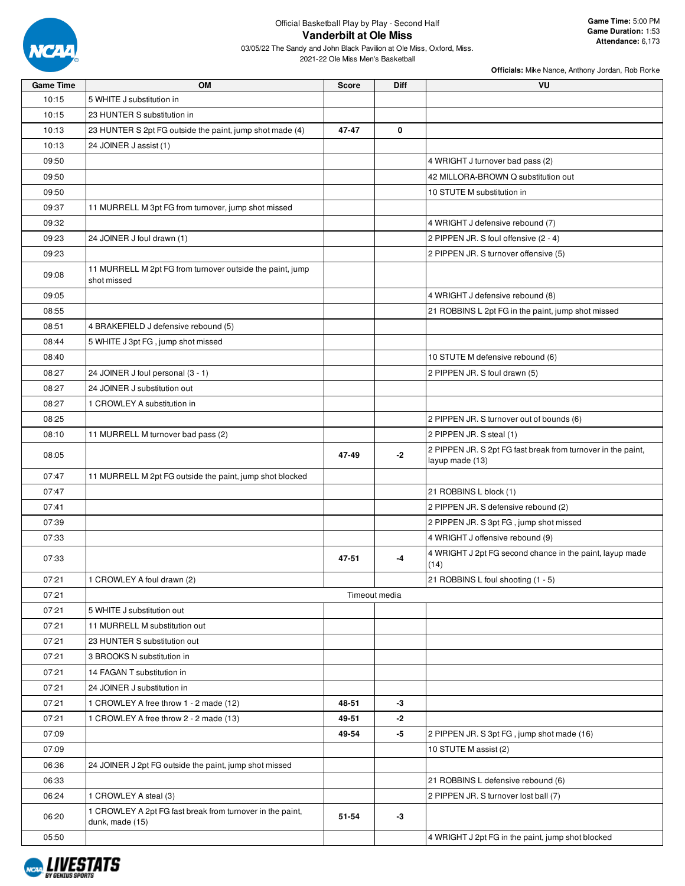Official Basketball Play by Play - Second Half

# Vanderbilt at Ole Miss

03/05/22 The Sandy and John Black Pavilion at Ole Miss, Oxford, Miss.

2021-22 Ole Miss Men's Basketball

**Game Time:** 5:00 PM
**Game Duration:** 1:53
**Attendance:** 6,173

**Officials:** Mike Nance, Anthony Jordan, Rob Rorke

| Game Time | OM | Score | Diff | VU |
|---|---|---|---|---|
| 10:15 | 5 WHITE J substitution in | | | |
| 10:15 | 23 HUNTER S substitution in | | | |
| 10:13 | 23 HUNTER S 2pt FG outside the paint, jump shot made (4) | 47-47 | 0 | |
| 10:13 | 24 JOINER J assist (1) | | | |
| 09:50 | | | | 4 WRIGHT J turnover bad pass (2) |
| 09:50 | | | | 42 MILLORA-BROWN Q substitution out |
| 09:50 | | | | 10 STUTE M substitution in |
| 09:37 | 11 MURRELL M 3pt FG from turnover, jump shot missed | | | |
| 09:32 | | | | 4 WRIGHT J defensive rebound (7) |
| 09:23 | 24 JOINER J foul drawn (1) | | | 2 PIPPEN JR. S foul offensive (2 - 4) |
| 09:23 | | | | 2 PIPPEN JR. S turnover offensive (5) |
| 09:08 | 11 MURRELL M 2pt FG from turnover outside the paint, jump shot missed | | | |
| 09:05 | | | | 4 WRIGHT J defensive rebound (8) |
| 08:55 | | | | 21 ROBBINS L 2pt FG in the paint, jump shot missed |
| 08:51 | 4 BRAKEFIELD J defensive rebound (5) | | | |
| 08:44 | 5 WHITE J 3pt FG , jump shot missed | | | |
| 08:40 | | | | 10 STUTE M defensive rebound (6) |
| 08:27 | 24 JOINER J foul personal (3 - 1) | | | 2 PIPPEN JR. S foul drawn (5) |
| 08:27 | 24 JOINER J substitution out | | | |
| 08:27 | 1 CROWLEY A substitution in | | | |
| 08:25 | | | | 2 PIPPEN JR. S turnover out of bounds (6) |
| 08:10 | 11 MURRELL M turnover bad pass (2) | | | 2 PIPPEN JR. S steal (1) |
| 08:05 | | 47-49 | -2 | 2 PIPPEN JR. S 2pt FG fast break from turnover in the paint, layup made (13) |
| 07:47 | 11 MURRELL M 2pt FG outside the paint, jump shot blocked | | | |
| 07:47 | | | | 21 ROBBINS L block (1) |
| 07:41 | | | | 2 PIPPEN JR. S defensive rebound (2) |
| 07:39 | | | | 2 PIPPEN JR. S 3pt FG , jump shot missed |
| 07:33 | | | | 4 WRIGHT J offensive rebound (9) |
| 07:33 | | 47-51 | -4 | 4 WRIGHT J 2pt FG second chance in the paint, layup made (14) |
| 07:21 | 1 CROWLEY A foul drawn (2) | | | 21 ROBBINS L foul shooting (1 - 5) |
| 07:21 | | Timeout media | | |
| 07:21 | 5 WHITE J substitution out | | | |
| 07:21 | 11 MURRELL M substitution out | | | |
| 07:21 | 23 HUNTER S substitution out | | | |
| 07:21 | 3 BROOKS N substitution in | | | |
| 07:21 | 14 FAGAN T substitution in | | | |
| 07:21 | 24 JOINER J substitution in | | | |
| 07:21 | 1 CROWLEY A free throw 1 - 2 made (12) | 48-51 | -3 | |
| 07:21 | 1 CROWLEY A free throw 2 - 2 made (13) | 49-51 | -2 | |
| 07:09 | | 49-54 | -5 | 2 PIPPEN JR. S 3pt FG , jump shot made (16) |
| 07:09 | | | | 10 STUTE M assist (2) |
| 06:36 | 24 JOINER J 2pt FG outside the paint, jump shot missed | | | |
| 06:33 | | | | 21 ROBBINS L defensive rebound (6) |
| 06:24 | 1 CROWLEY A steal (3) | | | 2 PIPPEN JR. S turnover lost ball (7) |
| 06:20 | 1 CROWLEY A 2pt FG fast break from turnover in the paint, dunk, made (15) | 51-54 | -3 | |
| 05:50 | | | | 4 WRIGHT J 2pt FG in the paint, jump shot blocked |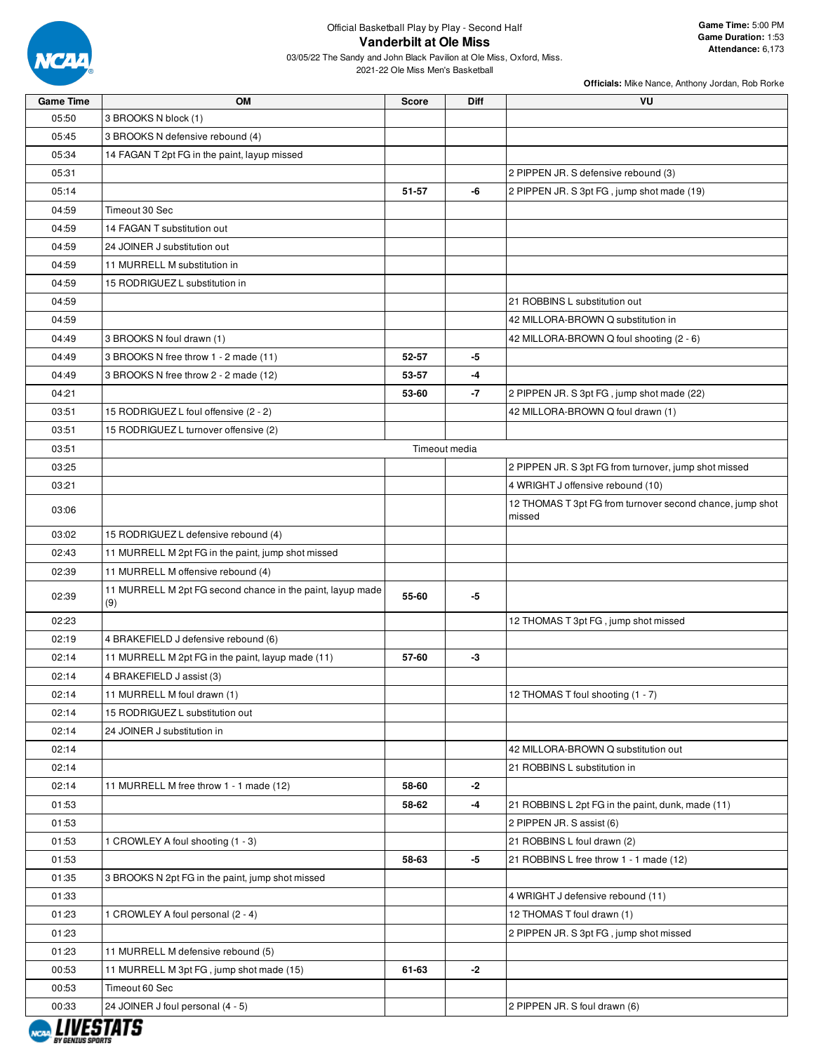Official Basketball Play by Play - Second Half

# Vanderbilt at Ole Miss

03/05/22 The Sandy and John Black Pavilion at Ole Miss, Oxford, Miss.

2021-22 Ole Miss Men's Basketball

**Game Time:** 5:00 PM
**Game Duration:** 1:53
**Attendance:** 6,173

**Officials:** Mike Nance, Anthony Jordan, Rob Rorke

| Game Time | OM | Score | Diff | VU |
|---|---|---|---|---|
| 05:50 | 3 BROOKS N block (1) | | | |
| 05:45 | 3 BROOKS N defensive rebound (4) | | | |
| 05:34 | 14 FAGAN T 2pt FG in the paint, layup missed | | | |
| 05:31 | | | | 2 PIPPEN JR. S defensive rebound (3) |
| 05:14 | | 51-57 | -6 | 2 PIPPEN JR. S 3pt FG , jump shot made (19) |
| 04:59 | Timeout 30 Sec | | | |
| 04:59 | 14 FAGAN T substitution out | | | |
| 04:59 | 24 JOINER J substitution out | | | |
| 04:59 | 11 MURRELL M substitution in | | | |
| 04:59 | 15 RODRIGUEZ L substitution in | | | |
| 04:59 | | | | 21 ROBBINS L substitution out |
| 04:59 | | | | 42 MILLORA-BROWN Q substitution in |
| 04:49 | 3 BROOKS N foul drawn (1) | | | 42 MILLORA-BROWN Q foul shooting (2 - 6) |
| 04:49 | 3 BROOKS N free throw 1 - 2 made (11) | 52-57 | -5 | |
| 04:49 | 3 BROOKS N free throw 2 - 2 made (12) | 53-57 | -4 | |
| 04:21 | | 53-60 | -7 | 2 PIPPEN JR. S 3pt FG , jump shot made (22) |
| 03:51 | 15 RODRIGUEZ L foul offensive (2 - 2) | | | 42 MILLORA-BROWN Q foul drawn (1) |
| 03:51 | 15 RODRIGUEZ L turnover offensive (2) | | | |
| 03:51 | Timeout media | | | |
| 03:25 | | | | 2 PIPPEN JR. S 3pt FG from turnover, jump shot missed |
| 03:21 | | | | 4 WRIGHT J offensive rebound (10) |
| 03:06 | | | | 12 THOMAS T 3pt FG from turnover second chance, jump shot missed |
| 03:02 | 15 RODRIGUEZ L defensive rebound (4) | | | |
| 02:43 | 11 MURRELL M 2pt FG in the paint, jump shot missed | | | |
| 02:39 | 11 MURRELL M offensive rebound (4) | | | |
| 02:39 | 11 MURRELL M 2pt FG second chance in the paint, layup made (9) | 55-60 | -5 | |
| 02:23 | | | | 12 THOMAS T 3pt FG , jump shot missed |
| 02:19 | 4 BRAKEFIELD J defensive rebound (6) | | | |
| 02:14 | 11 MURRELL M 2pt FG in the paint, layup made (11) | 57-60 | -3 | |
| 02:14 | 4 BRAKEFIELD J assist (3) | | | |
| 02:14 | 11 MURRELL M foul drawn (1) | | | 12 THOMAS T foul shooting (1 - 7) |
| 02:14 | 15 RODRIGUEZ L substitution out | | | |
| 02:14 | 24 JOINER J substitution in | | | |
| 02:14 | | | | 42 MILLORA-BROWN Q substitution out |
| 02:14 | | | | 21 ROBBINS L substitution in |
| 02:14 | 11 MURRELL M free throw 1 - 1 made (12) | 58-60 | -2 | |
| 01:53 | | 58-62 | -4 | 21 ROBBINS L 2pt FG in the paint, dunk, made (11) |
| 01:53 | | | | 2 PIPPEN JR. S assist (6) |
| 01:53 | 1 CROWLEY A foul shooting (1 - 3) | | | 21 ROBBINS L foul drawn (2) |
| 01:53 | | 58-63 | -5 | 21 ROBBINS L free throw 1 - 1 made (12) |
| 01:35 | 3 BROOKS N 2pt FG in the paint, jump shot missed | | | |
| 01:33 | | | | 4 WRIGHT J defensive rebound (11) |
| 01:23 | 1 CROWLEY A foul personal (2 - 4) | | | 12 THOMAS T foul drawn (1) |
| 01:23 | | | | 2 PIPPEN JR. S 3pt FG , jump shot missed |
| 01:23 | 11 MURRELL M defensive rebound (5) | | | |
| 00:53 | 11 MURRELL M 3pt FG , jump shot made (15) | 61-63 | -2 | |
| 00:53 | Timeout 60 Sec | | | |
| 00:33 | 24 JOINER J foul personal (4 - 5) | | | 2 PIPPEN JR. S foul drawn (6) |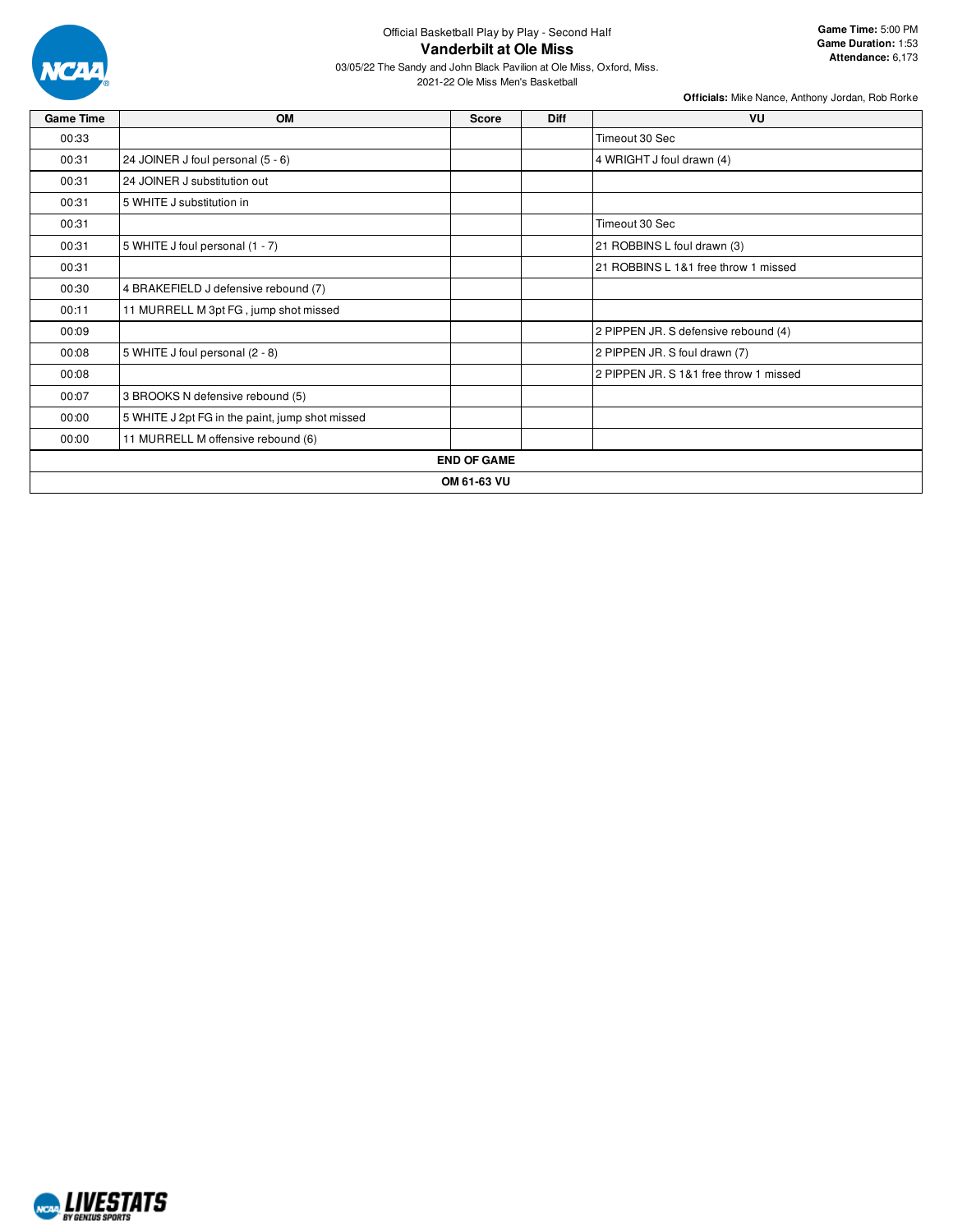Official Basketball Play by Play - Second Half

# Vanderbilt at Ole Miss

03/05/22 The Sandy and John Black Pavilion at Ole Miss, Oxford, Miss.
2021-22 Ole Miss Men's Basketball

**Game Time:** 5:00 PM
**Game Duration:** 1:53
**Attendance:** 6,173

**Officials:** Mike Nance, Anthony Jordan, Rob Rorke

| Game Time | OM | Score | Diff | VU |
|---|---|---|---|---|
| 00:33 | | | | Timeout 30 Sec |
| 00:31 | 24 JOINER J foul personal (5 - 6) | | | 4 WRIGHT J foul drawn (4) |
| 00:31 | 24 JOINER J substitution out | | | |
| 00:31 | 5 WHITE J substitution in | | | |
| 00:31 | | | | Timeout 30 Sec |
| 00:31 | 5 WHITE J foul personal (1 - 7) | | | 21 ROBBINS L foul drawn (3) |
| 00:31 | | | | 21 ROBBINS L 1&1 free throw 1 missed |
| 00:30 | 4 BRAKEFIELD J defensive rebound (7) | | | |
| 00:11 | 11 MURRELL M 3pt FG , jump shot missed | | | |
| 00:09 | | | | 2 PIPPEN JR. S defensive rebound (4) |
| 00:08 | 5 WHITE J foul personal (2 - 8) | | | 2 PIPPEN JR. S foul drawn (7) |
| 00:08 | | | | 2 PIPPEN JR. S 1&1 free throw 1 missed |
| 00:07 | 3 BROOKS N defensive rebound (5) | | | |
| 00:00 | 5 WHITE J 2pt FG in the paint, jump shot missed | | | |
| 00:00 | 11 MURRELL M offensive rebound (6) | | | |
| **END OF GAME** | | | | |
| **OM 61-63 VU** | | | | |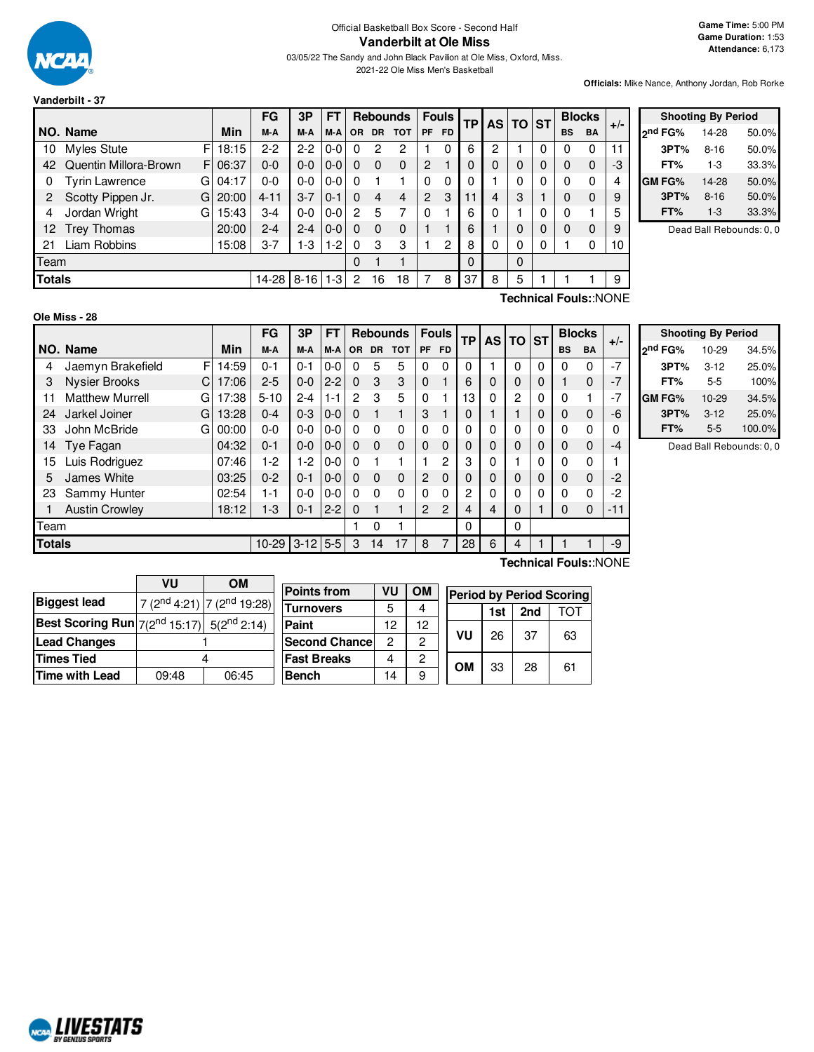Official Basketball Box Score - Second Half

# Vanderbilt at Ole Miss

03/05/22 The Sandy and John Black Pavilion at Ole Miss, Oxford, Miss.

2021-22 Ole Miss Men's Basketball

**Game Time:** 5:00 PM
**Game Duration:** 1:53
**Attendance:** 6,173

**Officials:** Mike Nance, Anthony Jordan, Rob Rorke

## Vanderbilt - 37

| NO. | Name | | Min | FG M-A | 3P M-A | FT M-A | OR | DR | TOT | PF | FD | TP | AS | TO | ST | BS | BA | +/- |
|---|---|---|---|---|---|---|---|---|---|---|---|---|---|---|---|---|---|---|
| 10 | Myles Stute | F | 18:15 | 2-2 | 2-2 | 0-0 | 0 | 2 | 2 | 1 | 0 | 6 | 2 | 1 | 0 | 0 | 0 | 11 |
| 42 | Quentin Millora-Brown | F | 06:37 | 0-0 | 0-0 | 0-0 | 0 | 0 | 0 | 2 | 1 | 0 | 0 | 0 | 0 | 0 | 0 | -3 |
| 0 | Tyrin Lawrence | G | 04:17 | 0-0 | 0-0 | 0-0 | 0 | 1 | 1 | 0 | 0 | 0 | 1 | 0 | 0 | 0 | 0 | 4 |
| 2 | Scotty Pippen Jr. | G | 20:00 | 4-11 | 3-7 | 0-1 | 0 | 4 | 4 | 2 | 3 | 11 | 4 | 3 | 1 | 0 | 0 | 9 |
| 4 | Jordan Wright | G | 15:43 | 3-4 | 0-0 | 0-0 | 2 | 5 | 7 | 0 | 1 | 6 | 0 | 1 | 0 | 0 | 1 | 5 |
| 12 | Trey Thomas | | 20:00 | 2-4 | 2-4 | 0-0 | 0 | 0 | 0 | 1 | 1 | 6 | 1 | 0 | 0 | 0 | 0 | 9 |
| 21 | Liam Robbins | | 15:08 | 3-7 | 1-3 | 1-2 | 0 | 3 | 3 | 1 | 2 | 8 | 0 | 0 | 0 | 1 | 0 | 10 |
| | Team | | | | | | 0 | 1 | 1 | | | 0 | | 0 | | | | |
| | **Totals** | | | 14-28 | 8-16 | 1-3 | 2 | 16 | 18 | 7 | 8 | 37 | 8 | 5 | 1 | 1 | 1 | 9 |

**Technical Fouls:**:NONE

| Shooting By Period | | |
|---|---|---|
| 2nd FG% | 14-28 | 50.0% |
| 3PT% | 8-16 | 50.0% |
| FT% | 1-3 | 33.3% |
| GM FG% | 14-28 | 50.0% |
| 3PT% | 8-16 | 50.0% |
| FT% | 1-3 | 33.3% |

Dead Ball Rebounds: 0, 0

## Ole Miss - 28

| NO. | Name | | Min | FG M-A | 3P M-A | FT M-A | OR | DR | TOT | PF | FD | TP | AS | TO | ST | BS | BA | +/- |
|---|---|---|---|---|---|---|---|---|---|---|---|---|---|---|---|---|---|---|
| 4 | Jaemyn Brakefield | F | 14:59 | 0-1 | 0-1 | 0-0 | 0 | 5 | 5 | 0 | 0 | 0 | 1 | 0 | 0 | 0 | 0 | -7 |
| 3 | Nysier Brooks | C | 17:06 | 2-5 | 0-0 | 2-2 | 0 | 3 | 3 | 0 | 1 | 6 | 0 | 0 | 0 | 1 | 0 | -7 |
| 11 | Matthew Murrell | G | 17:38 | 5-10 | 2-4 | 1-1 | 2 | 3 | 5 | 0 | 1 | 13 | 0 | 2 | 0 | 0 | 1 | -7 |
| 24 | Jarkel Joiner | G | 13:28 | 0-4 | 0-3 | 0-0 | 0 | 1 | 1 | 3 | 1 | 0 | 1 | 1 | 0 | 0 | 0 | -6 |
| 33 | John McBride | G | 00:00 | 0-0 | 0-0 | 0-0 | 0 | 0 | 0 | 0 | 0 | 0 | 0 | 0 | 0 | 0 | 0 | 0 |
| 14 | Tye Fagan | | 04:32 | 0-1 | 0-0 | 0-0 | 0 | 0 | 0 | 0 | 0 | 0 | 0 | 0 | 0 | 0 | 0 | -4 |
| 15 | Luis Rodriguez | | 07:46 | 1-2 | 1-2 | 0-0 | 0 | 1 | 1 | 1 | 2 | 3 | 0 | 1 | 0 | 0 | 0 | 1 |
| 5 | James White | | 03:25 | 0-2 | 0-1 | 0-0 | 0 | 0 | 0 | 2 | 0 | 0 | 0 | 0 | 0 | 0 | 0 | -2 |
| 23 | Sammy Hunter | | 02:54 | 1-1 | 0-0 | 0-0 | 0 | 0 | 0 | 0 | 0 | 2 | 0 | 0 | 0 | 0 | 0 | -2 |
| 1 | Austin Crowley | | 18:12 | 1-3 | 0-1 | 2-2 | 0 | 1 | 1 | 2 | 2 | 4 | 4 | 0 | 1 | 0 | 0 | -11 |
| | Team | | | | | | 1 | 0 | 1 | | | 0 | | 0 | | | | |
| | **Totals** | | | 10-29 | 3-12 | 5-5 | 3 | 14 | 17 | 8 | 7 | 28 | 6 | 4 | 1 | 1 | 1 | -9 |

**Technical Fouls:**:NONE

| Shooting By Period | | |
|---|---|---|
| 2nd FG% | 10-29 | 34.5% |
| 3PT% | 3-12 | 25.0% |
| FT% | 5-5 | 100% |
| GM FG% | 10-29 | 34.5% |
| 3PT% | 3-12 | 25.0% |
| FT% | 5-5 | 100.0% |

Dead Ball Rebounds: 0, 0

| | VU | OM |
|---|---|---|
| **Biggest lead** | 7 (2nd 4:21) | 7 (2nd 19:28) |
| **Best Scoring Run** | 7(2nd 15:17) | 5(2nd 2:14) |
| **Lead Changes** | 1 | |
| **Times Tied** | 4 | |
| **Time with Lead** | 09:48 | 06:45 |

| Points from | VU | OM |
|---|---|---|
| Turnovers | 5 | 4 |
| Paint | 12 | 12 |
| Second Chance | 2 | 2 |
| Fast Breaks | 4 | 2 |
| Bench | 14 | 9 |

| Period by Period Scoring | 1st | 2nd | TOT |
|---|---|---|---|
| VU | 26 | 37 | 63 |
| OM | 33 | 28 | 61 |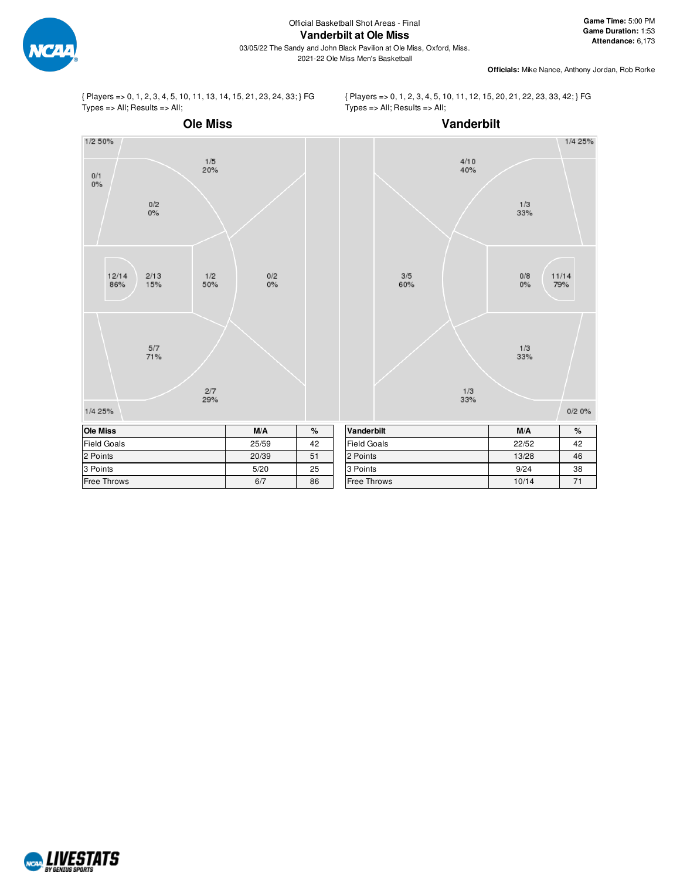Official Basketball Shot Areas - Final

# Vanderbilt at Ole Miss

03/05/22 The Sandy and John Black Pavilion at Ole Miss, Oxford, Miss.

2021-22 Ole Miss Men's Basketball

**Game Time:** 5:00 PM
**Game Duration:** 1:53
**Attendance:** 6,173

**Officials:** Mike Nance, Anthony Jordan, Rob Rorke

{ Players => 0, 1, 2, 3, 4, 5, 10, 11, 13, 14, 15, 21, 23, 24, 33; } FG Types => All; Results => All;

## Ole Miss

- 1/2 50%
- 0/1 0%
- 1/5 20%
- 0/2 0%
- 12/14 86%
- 2/13 15%
- 1/2 50%
- 0/2 0%
- 5/7 71%
- 2/7 29%
- 1/4 25%

| Ole Miss | M/A | % |
|---|---|---|
| Field Goals | 25/59 | 42 |
| 2 Points | 20/39 | 51 |
| 3 Points | 5/20 | 25 |
| Free Throws | 6/7 | 86 |

{ Players => 0, 1, 2, 3, 4, 5, 10, 11, 12, 15, 20, 21, 22, 23, 33, 42; } FG Types => All; Results => All;

## Vanderbilt

- 1/4 25%
- 4/10 40%
- 1/3 33%
- 3/5 60%
- 0/8 0%
- 11/14 79%
- 1/3 33%
- 1/3 33%
- 0/2 0%

| Vanderbilt | M/A | % |
|---|---|---|
| Field Goals | 22/52 | 42 |
| 2 Points | 13/28 | 46 |
| 3 Points | 9/24 | 38 |
| Free Throws | 10/14 | 71 |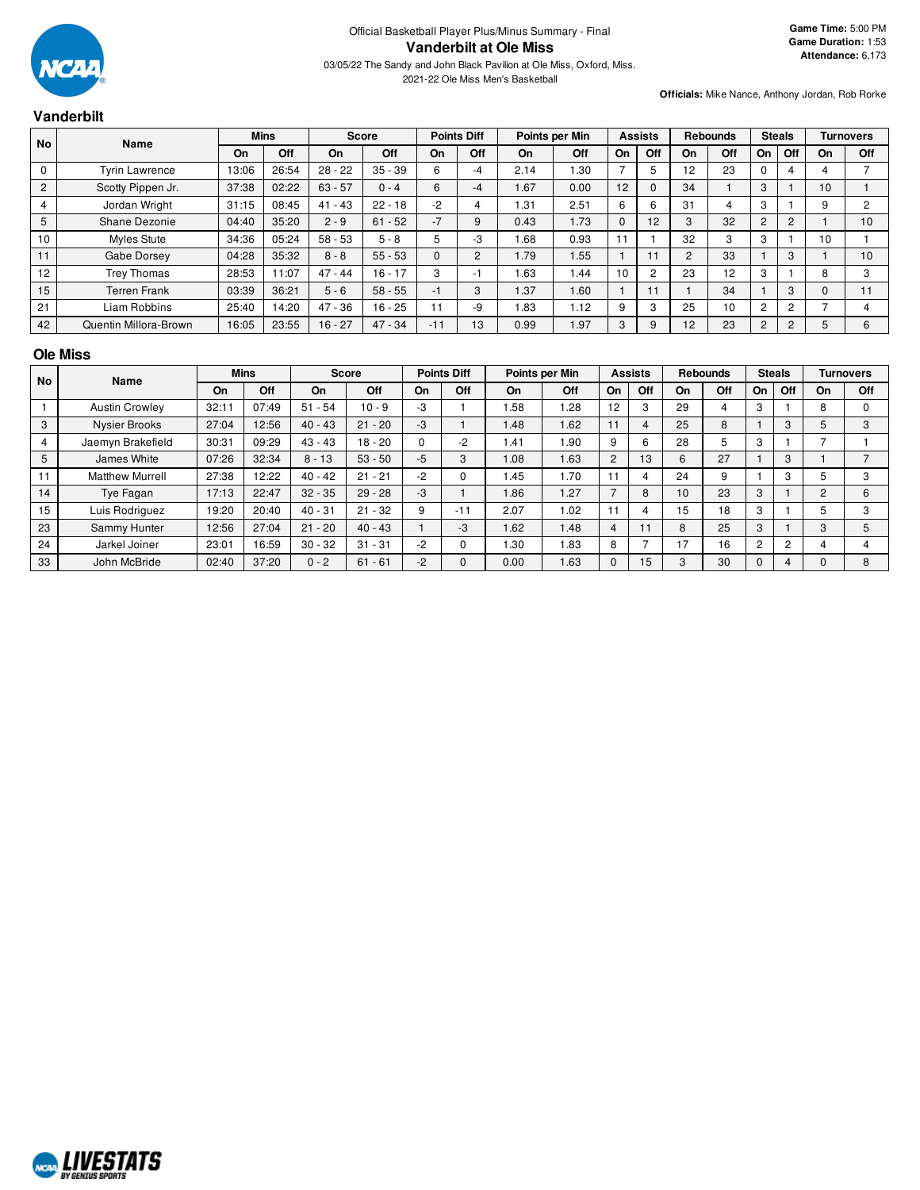Official Basketball Player Plus/Minus Summary - Final

# Vanderbilt at Ole Miss

03/05/22 The Sandy and John Black Pavilion at Ole Miss, Oxford, Miss.

2021-22 Ole Miss Men's Basketball

**Game Time:** 5:00 PM
**Game Duration:** 1:53
**Attendance:** 6,173

**Officials:** Mike Nance, Anthony Jordan, Rob Rorke

## Vanderbilt

| No | Name | Mins | | Score | | Points Diff | | Points per Min | | Assists | | Rebounds | | Steals | | Turnovers | |
|---|---|---|---|---|---|---|---|---|---|---|---|---|---|---|---|---|---|
| | | On | Off | On | Off | On | Off | On | Off | On | Off | On | Off | On | Off | On | Off |
| 0 | Tyrin Lawrence | 13:06 | 26:54 | 28 - 22 | 35 - 39 | 6 | -4 | 2.14 | 1.30 | 7 | 5 | 12 | 23 | 0 | 4 | 4 | 7 |
| 2 | Scotty Pippen Jr. | 37:38 | 02:22 | 63 - 57 | 0 - 4 | 6 | -4 | 1.67 | 0.00 | 12 | 0 | 34 | 1 | 3 | 1 | 10 | 1 |
| 4 | Jordan Wright | 31:15 | 08:45 | 41 - 43 | 22 - 18 | -2 | 4 | 1.31 | 2.51 | 6 | 6 | 31 | 4 | 3 | 1 | 9 | 2 |
| 5 | Shane Dezonie | 04:40 | 35:20 | 2 - 9 | 61 - 52 | -7 | 9 | 0.43 | 1.73 | 0 | 12 | 3 | 32 | 2 | 2 | 1 | 10 |
| 10 | Myles Stute | 34:36 | 05:24 | 58 - 53 | 5 - 8 | 5 | -3 | 1.68 | 0.93 | 11 | 1 | 32 | 3 | 3 | 1 | 10 | 1 |
| 11 | Gabe Dorsey | 04:28 | 35:32 | 8 - 8 | 55 - 53 | 0 | 2 | 1.79 | 1.55 | 1 | 11 | 2 | 33 | 1 | 3 | 1 | 10 |
| 12 | Trey Thomas | 28:53 | 11:07 | 47 - 44 | 16 - 17 | 3 | -1 | 1.63 | 1.44 | 10 | 2 | 23 | 12 | 3 | 1 | 8 | 3 |
| 15 | Terren Frank | 03:39 | 36:21 | 5 - 6 | 58 - 55 | -1 | 3 | 1.37 | 1.60 | 1 | 11 | 1 | 34 | 1 | 3 | 0 | 11 |
| 21 | Liam Robbins | 25:40 | 14:20 | 47 - 36 | 16 - 25 | 11 | -9 | 1.83 | 1.12 | 9 | 3 | 25 | 10 | 2 | 2 | 7 | 4 |
| 42 | Quentin Millora-Brown | 16:05 | 23:55 | 16 - 27 | 47 - 34 | -11 | 13 | 0.99 | 1.97 | 3 | 9 | 12 | 23 | 2 | 2 | 5 | 6 |

## Ole Miss

| No | Name | Mins | | Score | | Points Diff | | Points per Min | | Assists | | Rebounds | | Steals | | Turnovers | |
|---|---|---|---|---|---|---|---|---|---|---|---|---|---|---|---|---|---|
| | | On | Off | On | Off | On | Off | On | Off | On | Off | On | Off | On | Off | On | Off |
| 1 | Austin Crowley | 32:11 | 07:49 | 51 - 54 | 10 - 9 | -3 | 1 | 1.58 | 1.28 | 12 | 3 | 29 | 4 | 3 | 1 | 8 | 0 |
| 3 | Nysier Brooks | 27:04 | 12:56 | 40 - 43 | 21 - 20 | -3 | 1 | 1.48 | 1.62 | 11 | 4 | 25 | 8 | 1 | 3 | 5 | 3 |
| 4 | Jaemyn Brakefield | 30:31 | 09:29 | 43 - 43 | 18 - 20 | 0 | -2 | 1.41 | 1.90 | 9 | 6 | 28 | 5 | 3 | 1 | 7 | 1 |
| 5 | James White | 07:26 | 32:34 | 8 - 13 | 53 - 50 | -5 | 3 | 1.08 | 1.63 | 2 | 13 | 6 | 27 | 1 | 3 | 1 | 7 |
| 11 | Matthew Murrell | 27:38 | 12:22 | 40 - 42 | 21 - 21 | -2 | 0 | 1.45 | 1.70 | 11 | 4 | 24 | 9 | 1 | 3 | 5 | 3 |
| 14 | Tye Fagan | 17:13 | 22:47 | 32 - 35 | 29 - 28 | -3 | 1 | 1.86 | 1.27 | 7 | 8 | 10 | 23 | 3 | 1 | 2 | 6 |
| 15 | Luis Rodriguez | 19:20 | 20:40 | 40 - 31 | 21 - 32 | 9 | -11 | 2.07 | 1.02 | 11 | 4 | 15 | 18 | 3 | 1 | 5 | 3 |
| 23 | Sammy Hunter | 12:56 | 27:04 | 21 - 20 | 40 - 43 | 1 | -3 | 1.62 | 1.48 | 4 | 11 | 8 | 25 | 3 | 1 | 3 | 5 |
| 24 | Jarkel Joiner | 23:01 | 16:59 | 30 - 32 | 31 - 31 | -2 | 0 | 1.30 | 1.83 | 8 | 7 | 17 | 16 | 2 | 2 | 4 | 4 |
| 33 | John McBride | 02:40 | 37:20 | 0 - 2 | 61 - 61 | -2 | 0 | 0.00 | 1.63 | 0 | 15 | 3 | 30 | 0 | 4 | 0 | 8 |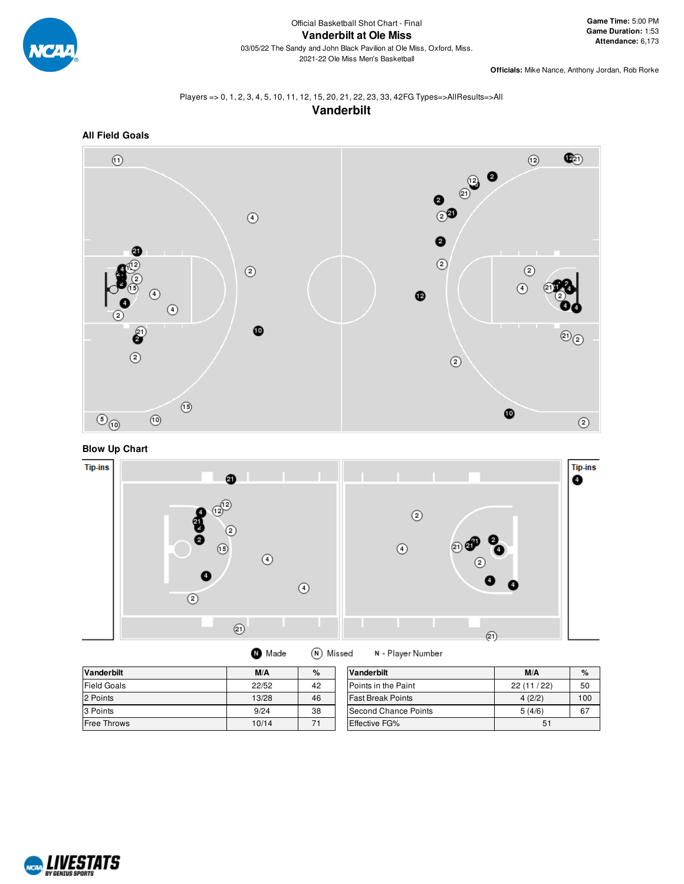Official Basketball Shot Chart - Final

# Vanderbilt at Ole Miss

03/05/22 The Sandy and John Black Pavilion at Ole Miss, Oxford, Miss.

2021-22 Ole Miss Men's Basketball

**Game Time:** 5:00 PM
**Game Duration:** 1:53
**Attendance:** 6,173

**Officials:** Mike Nance, Anthony Jordan, Rob Rorke

Players => 0, 1, 2, 3, 4, 5, 10, 11, 12, 15, 20, 21, 22, 23, 33, 42FG Types=>AllResults=>All

## Vanderbilt

### All Field Goals

### Blow Up Chart

Tip-ins

Tip-ins

Made  Missed  N - Player Number

| Vanderbilt | M/A | % |
|---|---|---|
| Field Goals | 22/52 | 42 |
| 2 Points | 13/28 | 46 |
| 3 Points | 9/24 | 38 |
| Free Throws | 10/14 | 71 |

| Vanderbilt | M/A | % |
|---|---|---|
| Points in the Paint | 22 (11 / 22) | 50 |
| Fast Break Points | 4 (2/2) | 100 |
| Second Chance Points | 5 (4/6) | 67 |
| Effective FG% | 51 | |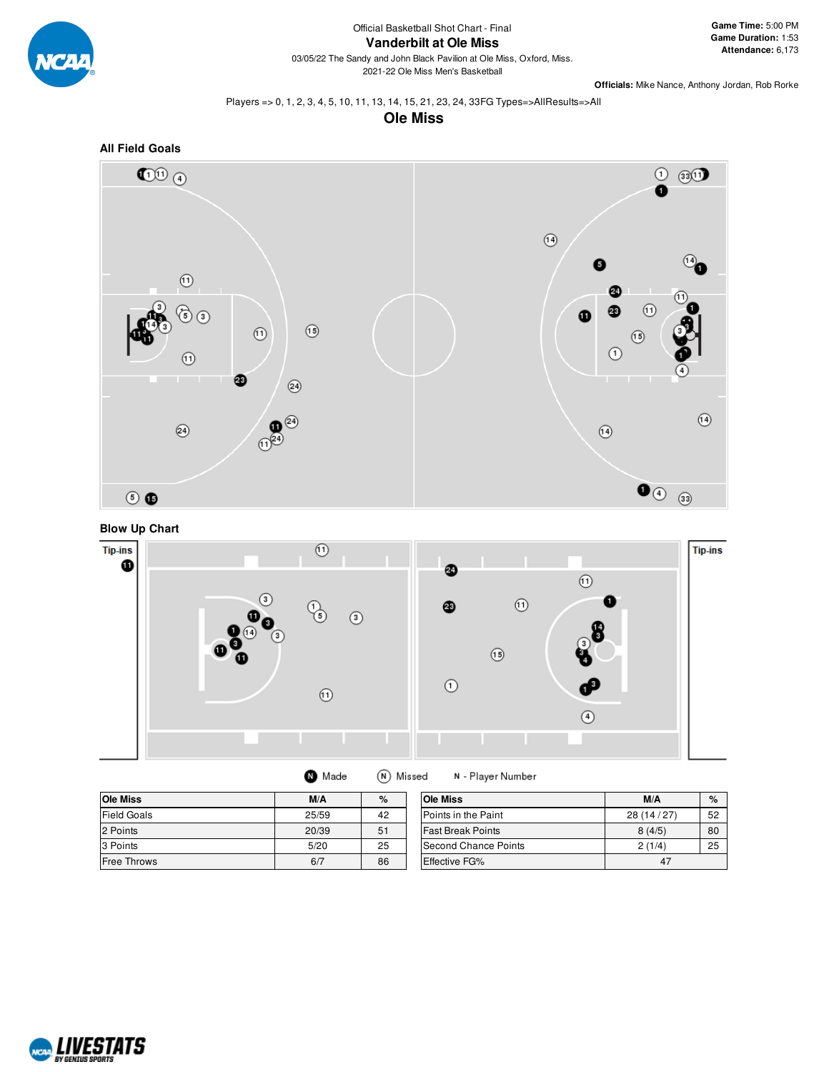Official Basketball Shot Chart - Final

# Vanderbilt at Ole Miss

03/05/22 The Sandy and John Black Pavilion at Ole Miss, Oxford, Miss.

2021-22 Ole Miss Men's Basketball

**Game Time:** 5:00 PM
**Game Duration:** 1:53
**Attendance:** 6,173

**Officials:** Mike Nance, Anthony Jordan, Rob Rorke

Players => 0, 1, 2, 3, 4, 5, 10, 11, 13, 14, 15, 21, 23, 24, 33FG Types=>AllResults=>All

## Ole Miss

### All Field Goals

### Blow Up Chart

Tip-ins

Tip-ins

Made Missed N - Player Number

| Ole Miss | M/A | % |
|---|---|---|
| Field Goals | 25/59 | 42 |
| 2 Points | 20/39 | 51 |
| 3 Points | 5/20 | 25 |
| Free Throws | 6/7 | 86 |

| Ole Miss | M/A | % |
|---|---|---|
| Points in the Paint | 28 (14 / 27) | 52 |
| Fast Break Points | 8 (4/5) | 80 |
| Second Chance Points | 2 (1/4) | 25 |
| Effective FG% | 47 | |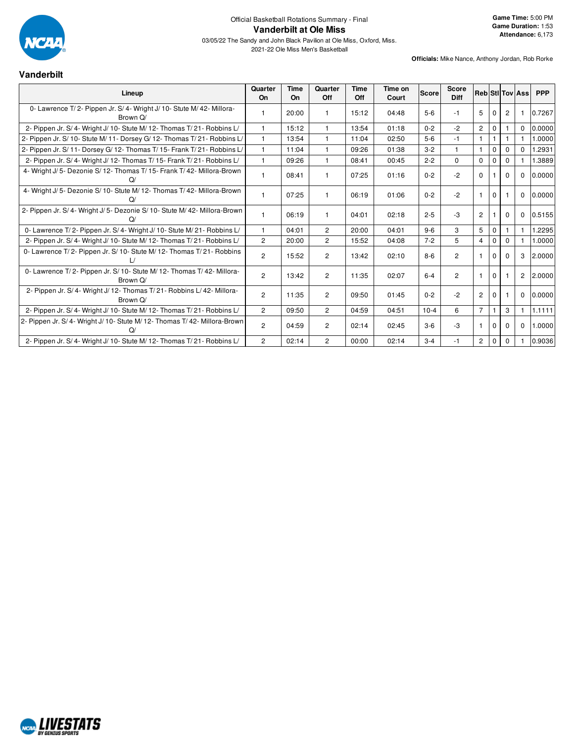Official Basketball Rotations Summary - Final

# Vanderbilt at Ole Miss

03/05/22 The Sandy and John Black Pavilion at Ole Miss, Oxford, Miss.

2021-22 Ole Miss Men's Basketball

**Game Time:** 5:00 PM
**Game Duration:** 1:53
**Attendance:** 6,173

**Officials:** Mike Nance, Anthony Jordan, Rob Rorke

## Vanderbilt

| Lineup | Quarter On | Time On | Quarter Off | Time Off | Time on Court | Score | Score Diff | Reb | Stl | Tov | Ass | PPP |
|---|---|---|---|---|---|---|---|---|---|---|---|---|
| 0- Lawrence T/ 2- Pippen Jr. S/ 4- Wright J/ 10- Stute M/ 42- Millora-Brown Q/ | 1 | 20:00 | 1 | 15:12 | 04:48 | 5-6 | -1 | 5 | 0 | 2 | 1 | 0.7267 |
| 2- Pippen Jr. S/ 4- Wright J/ 10- Stute M/ 12- Thomas T/ 21- Robbins L/ | 1 | 15:12 | 1 | 13:54 | 01:18 | 0-2 | -2 | 2 | 0 | 1 | 0 | 0.0000 |
| 2- Pippen Jr. S/ 10- Stute M/ 11- Dorsey G/ 12- Thomas T/ 21- Robbins L/ | 1 | 13:54 | 1 | 11:04 | 02:50 | 5-6 | -1 | 1 | 1 | 1 | 1 | 1.0000 |
| 2- Pippen Jr. S/ 11- Dorsey G/ 12- Thomas T/ 15- Frank T/ 21- Robbins L/ | 1 | 11:04 | 1 | 09:26 | 01:38 | 3-2 | 1 | 1 | 0 | 0 | 0 | 1.2931 |
| 2- Pippen Jr. S/ 4- Wright J/ 12- Thomas T/ 15- Frank T/ 21- Robbins L/ | 1 | 09:26 | 1 | 08:41 | 00:45 | 2-2 | 0 | 0 | 0 | 0 | 1 | 1.3889 |
| 4- Wright J/ 5- Dezonie S/ 12- Thomas T/ 15- Frank T/ 42- Millora-Brown Q/ | 1 | 08:41 | 1 | 07:25 | 01:16 | 0-2 | -2 | 0 | 1 | 0 | 0 | 0.0000 |
| 4- Wright J/ 5- Dezonie S/ 10- Stute M/ 12- Thomas T/ 42- Millora-Brown Q/ | 1 | 07:25 | 1 | 06:19 | 01:06 | 0-2 | -2 | 1 | 0 | 1 | 0 | 0.0000 |
| 2- Pippen Jr. S/ 4- Wright J/ 5- Dezonie S/ 10- Stute M/ 42- Millora-Brown Q/ | 1 | 06:19 | 1 | 04:01 | 02:18 | 2-5 | -3 | 2 | 1 | 0 | 0 | 0.5155 |
| 0- Lawrence T/ 2- Pippen Jr. S/ 4- Wright J/ 10- Stute M/ 21- Robbins L/ | 1 | 04:01 | 2 | 20:00 | 04:01 | 9-6 | 3 | 5 | 0 | 1 | 1 | 1.2295 |
| 2- Pippen Jr. S/ 4- Wright J/ 10- Stute M/ 12- Thomas T/ 21- Robbins L/ | 2 | 20:00 | 2 | 15:52 | 04:08 | 7-2 | 5 | 4 | 0 | 0 | 1 | 1.0000 |
| 0- Lawrence T/ 2- Pippen Jr. S/ 10- Stute M/ 12- Thomas T/ 21- Robbins L/ | 2 | 15:52 | 2 | 13:42 | 02:10 | 8-6 | 2 | 1 | 0 | 0 | 3 | 2.0000 |
| 0- Lawrence T/ 2- Pippen Jr. S/ 10- Stute M/ 12- Thomas T/ 42- Millora-Brown Q/ | 2 | 13:42 | 2 | 11:35 | 02:07 | 6-4 | 2 | 1 | 0 | 1 | 2 | 2.0000 |
| 2- Pippen Jr. S/ 4- Wright J/ 12- Thomas T/ 21- Robbins L/ 42- Millora-Brown Q/ | 2 | 11:35 | 2 | 09:50 | 01:45 | 0-2 | -2 | 2 | 0 | 1 | 0 | 0.0000 |
| 2- Pippen Jr. S/ 4- Wright J/ 10- Stute M/ 12- Thomas T/ 21- Robbins L/ | 2 | 09:50 | 2 | 04:59 | 04:51 | 10-4 | 6 | 7 | 1 | 3 | 1 | 1.1111 |
| 2- Pippen Jr. S/ 4- Wright J/ 10- Stute M/ 12- Thomas T/ 42- Millora-Brown Q/ | 2 | 04:59 | 2 | 02:14 | 02:45 | 3-6 | -3 | 1 | 0 | 0 | 0 | 1.0000 |
| 2- Pippen Jr. S/ 4- Wright J/ 10- Stute M/ 12- Thomas T/ 21- Robbins L/ | 2 | 02:14 | 2 | 00:00 | 02:14 | 3-4 | -1 | 2 | 0 | 0 | 1 | 0.9036 |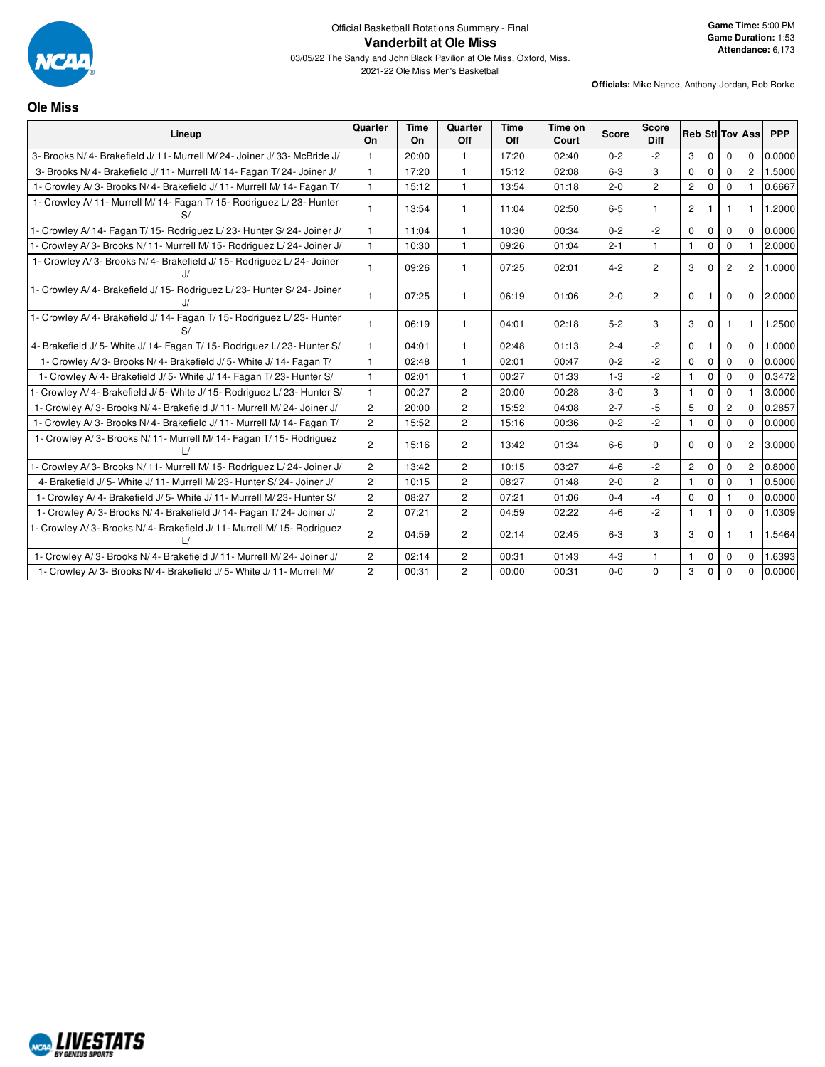Official Basketball Rotations Summary - Final

# Vanderbilt at Ole Miss

03/05/22 The Sandy and John Black Pavilion at Ole Miss, Oxford, Miss.

2021-22 Ole Miss Men's Basketball

**Game Time:** 5:00 PM
**Game Duration:** 1:53
**Attendance:** 6,173

**Officials:** Mike Nance, Anthony Jordan, Rob Rorke

## Ole Miss

| Lineup | Quarter On | Time On | Quarter Off | Time Off | Time on Court | Score | Score Diff | Reb | Stl | Tov | Ass | PPP |
|---|---|---|---|---|---|---|---|---|---|---|---|---|
| 3- Brooks N/ 4- Brakefield J/ 11- Murrell M/ 24- Joiner J/ 33- McBride J/ | 1 | 20:00 | 1 | 17:20 | 02:40 | 0-2 | -2 | 3 | 0 | 0 | 0 | 0.0000 |
| 3- Brooks N/ 4- Brakefield J/ 11- Murrell M/ 14- Fagan T/ 24- Joiner J/ | 1 | 17:20 | 1 | 15:12 | 02:08 | 6-3 | 3 | 0 | 0 | 0 | 2 | 1.5000 |
| 1- Crowley A/ 3- Brooks N/ 4- Brakefield J/ 11- Murrell M/ 14- Fagan T/ | 1 | 15:12 | 1 | 13:54 | 01:18 | 2-0 | 2 | 2 | 0 | 0 | 1 | 0.6667 |
| 1- Crowley A/ 11- Murrell M/ 14- Fagan T/ 15- Rodriguez L/ 23- Hunter S/ | 1 | 13:54 | 1 | 11:04 | 02:50 | 6-5 | 1 | 2 | 1 | 1 | 1 | 1.2000 |
| 1- Crowley A/ 14- Fagan T/ 15- Rodriguez L/ 23- Hunter S/ 24- Joiner J/ | 1 | 11:04 | 1 | 10:30 | 00:34 | 0-2 | -2 | 0 | 0 | 0 | 0 | 0.0000 |
| 1- Crowley A/ 3- Brooks N/ 11- Murrell M/ 15- Rodriguez L/ 24- Joiner J/ | 1 | 10:30 | 1 | 09:26 | 01:04 | 2-1 | 1 | 1 | 0 | 0 | 1 | 2.0000 |
| 1- Crowley A/ 3- Brooks N/ 4- Brakefield J/ 15- Rodriguez L/ 24- Joiner J/ | 1 | 09:26 | 1 | 07:25 | 02:01 | 4-2 | 2 | 3 | 0 | 2 | 2 | 1.0000 |
| 1- Crowley A/ 4- Brakefield J/ 15- Rodriguez L/ 23- Hunter S/ 24- Joiner J/ | 1 | 07:25 | 1 | 06:19 | 01:06 | 2-0 | 2 | 0 | 1 | 0 | 0 | 2.0000 |
| 1- Crowley A/ 4- Brakefield J/ 14- Fagan T/ 15- Rodriguez L/ 23- Hunter S/ | 1 | 06:19 | 1 | 04:01 | 02:18 | 5-2 | 3 | 3 | 0 | 1 | 1 | 1.2500 |
| 4- Brakefield J/ 5- White J/ 14- Fagan T/ 15- Rodriguez L/ 23- Hunter S/ | 1 | 04:01 | 1 | 02:48 | 01:13 | 2-4 | -2 | 0 | 1 | 0 | 0 | 1.0000 |
| 1- Crowley A/ 3- Brooks N/ 4- Brakefield J/ 5- White J/ 14- Fagan T/ | 1 | 02:48 | 1 | 02:01 | 00:47 | 0-2 | -2 | 0 | 0 | 0 | 0 | 0.0000 |
| 1- Crowley A/ 4- Brakefield J/ 5- White J/ 14- Fagan T/ 23- Hunter S/ | 1 | 02:01 | 1 | 00:27 | 01:33 | 1-3 | -2 | 1 | 0 | 0 | 0 | 0.3472 |
| 1- Crowley A/ 4- Brakefield J/ 5- White J/ 15- Rodriguez L/ 23- Hunter S/ | 1 | 00:27 | 2 | 20:00 | 00:28 | 3-0 | 3 | 1 | 0 | 0 | 1 | 3.0000 |
| 1- Crowley A/ 3- Brooks N/ 4- Brakefield J/ 11- Murrell M/ 24- Joiner J/ | 2 | 20:00 | 2 | 15:52 | 04:08 | 2-7 | -5 | 5 | 0 | 2 | 0 | 0.2857 |
| 1- Crowley A/ 3- Brooks N/ 4- Brakefield J/ 11- Murrell M/ 14- Fagan T/ | 2 | 15:52 | 2 | 15:16 | 00:36 | 0-2 | -2 | 1 | 0 | 0 | 0 | 0.0000 |
| 1- Crowley A/ 3- Brooks N/ 11- Murrell M/ 14- Fagan T/ 15- Rodriguez L/ | 2 | 15:16 | 2 | 13:42 | 01:34 | 6-6 | 0 | 0 | 0 | 0 | 2 | 3.0000 |
| 1- Crowley A/ 3- Brooks N/ 11- Murrell M/ 15- Rodriguez L/ 24- Joiner J/ | 2 | 13:42 | 2 | 10:15 | 03:27 | 4-6 | -2 | 2 | 0 | 0 | 2 | 0.8000 |
| 4- Brakefield J/ 5- White J/ 11- Murrell M/ 23- Hunter S/ 24- Joiner J/ | 2 | 10:15 | 2 | 08:27 | 01:48 | 2-0 | 2 | 1 | 0 | 0 | 1 | 0.5000 |
| 1- Crowley A/ 4- Brakefield J/ 5- White J/ 11- Murrell M/ 23- Hunter S/ | 2 | 08:27 | 2 | 07:21 | 01:06 | 0-4 | -4 | 0 | 0 | 1 | 0 | 0.0000 |
| 1- Crowley A/ 3- Brooks N/ 4- Brakefield J/ 14- Fagan T/ 24- Joiner J/ | 2 | 07:21 | 2 | 04:59 | 02:22 | 4-6 | -2 | 1 | 1 | 0 | 0 | 1.0309 |
| 1- Crowley A/ 3- Brooks N/ 4- Brakefield J/ 11- Murrell M/ 15- Rodriguez L/ | 2 | 04:59 | 2 | 02:14 | 02:45 | 6-3 | 3 | 3 | 0 | 1 | 1 | 1.5464 |
| 1- Crowley A/ 3- Brooks N/ 4- Brakefield J/ 11- Murrell M/ 24- Joiner J/ | 2 | 02:14 | 2 | 00:31 | 01:43 | 4-3 | 1 | 1 | 0 | 0 | 0 | 1.6393 |
| 1- Crowley A/ 3- Brooks N/ 4- Brakefield J/ 5- White J/ 11- Murrell M/ | 2 | 00:31 | 2 | 00:00 | 00:31 | 0-0 | 0 | 3 | 0 | 0 | 0 | 0.0000 |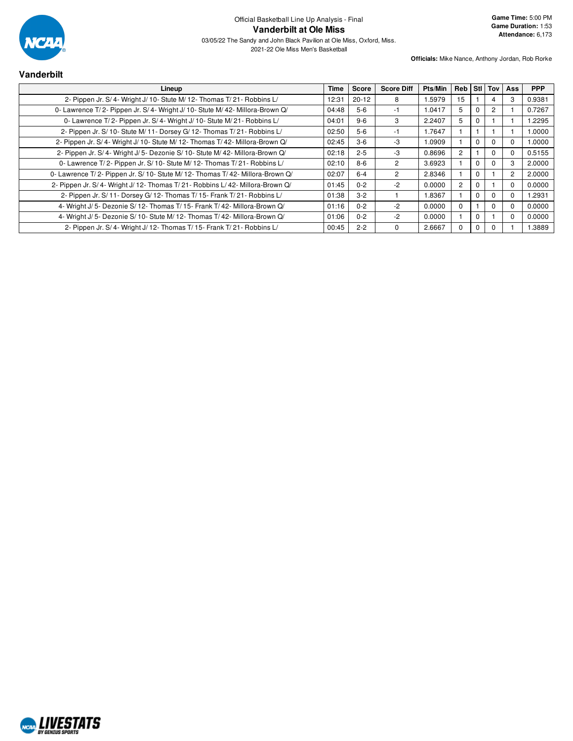Official Basketball Line Up Analysis - Final

# Vanderbilt at Ole Miss

03/05/22 The Sandy and John Black Pavilion at Ole Miss, Oxford, Miss.

2021-22 Ole Miss Men's Basketball

**Game Time:** 5:00 PM
**Game Duration:** 1:53
**Attendance:** 6,173

**Officials:** Mike Nance, Anthony Jordan, Rob Rorke

## Vanderbilt

| Lineup | Time | Score | Score Diff | Pts/Min | Reb | Stl | Tov | Ass | PPP |
|---|---|---|---|---|---|---|---|---|---|
| 2- Pippen Jr. S/ 4- Wright J/ 10- Stute M/ 12- Thomas T/ 21- Robbins L/ | 12:31 | 20-12 | 8 | 1.5979 | 15 | 1 | 4 | 3 | 0.9381 |
| 0- Lawrence T/ 2- Pippen Jr. S/ 4- Wright J/ 10- Stute M/ 42- Millora-Brown Q/ | 04:48 | 5-6 | -1 | 1.0417 | 5 | 0 | 2 | 1 | 0.7267 |
| 0- Lawrence T/ 2- Pippen Jr. S/ 4- Wright J/ 10- Stute M/ 21- Robbins L/ | 04:01 | 9-6 | 3 | 2.2407 | 5 | 0 | 1 | 1 | 1.2295 |
| 2- Pippen Jr. S/ 10- Stute M/ 11- Dorsey G/ 12- Thomas T/ 21- Robbins L/ | 02:50 | 5-6 | -1 | 1.7647 | 1 | 1 | 1 | 1 | 1.0000 |
| 2- Pippen Jr. S/ 4- Wright J/ 10- Stute M/ 12- Thomas T/ 42- Millora-Brown Q/ | 02:45 | 3-6 | -3 | 1.0909 | 1 | 0 | 0 | 0 | 1.0000 |
| 2- Pippen Jr. S/ 4- Wright J/ 5- Dezonie S/ 10- Stute M/ 42- Millora-Brown Q/ | 02:18 | 2-5 | -3 | 0.8696 | 2 | 1 | 0 | 0 | 0.5155 |
| 0- Lawrence T/ 2- Pippen Jr. S/ 10- Stute M/ 12- Thomas T/ 21- Robbins L/ | 02:10 | 8-6 | 2 | 3.6923 | 1 | 0 | 0 | 3 | 2.0000 |
| 0- Lawrence T/ 2- Pippen Jr. S/ 10- Stute M/ 12- Thomas T/ 42- Millora-Brown Q/ | 02:07 | 6-4 | 2 | 2.8346 | 1 | 0 | 1 | 2 | 2.0000 |
| 2- Pippen Jr. S/ 4- Wright J/ 12- Thomas T/ 21- Robbins L/ 42- Millora-Brown Q/ | 01:45 | 0-2 | -2 | 0.0000 | 2 | 0 | 1 | 0 | 0.0000 |
| 2- Pippen Jr. S/ 11- Dorsey G/ 12- Thomas T/ 15- Frank T/ 21- Robbins L/ | 01:38 | 3-2 | 1 | 1.8367 | 1 | 0 | 0 | 0 | 1.2931 |
| 4- Wright J/ 5- Dezonie S/ 12- Thomas T/ 15- Frank T/ 42- Millora-Brown Q/ | 01:16 | 0-2 | -2 | 0.0000 | 0 | 1 | 0 | 0 | 0.0000 |
| 4- Wright J/ 5- Dezonie S/ 10- Stute M/ 12- Thomas T/ 42- Millora-Brown Q/ | 01:06 | 0-2 | -2 | 0.0000 | 1 | 0 | 1 | 0 | 0.0000 |
| 2- Pippen Jr. S/ 4- Wright J/ 12- Thomas T/ 15- Frank T/ 21- Robbins L/ | 00:45 | 2-2 | 0 | 2.6667 | 0 | 0 | 0 | 1 | 1.3889 |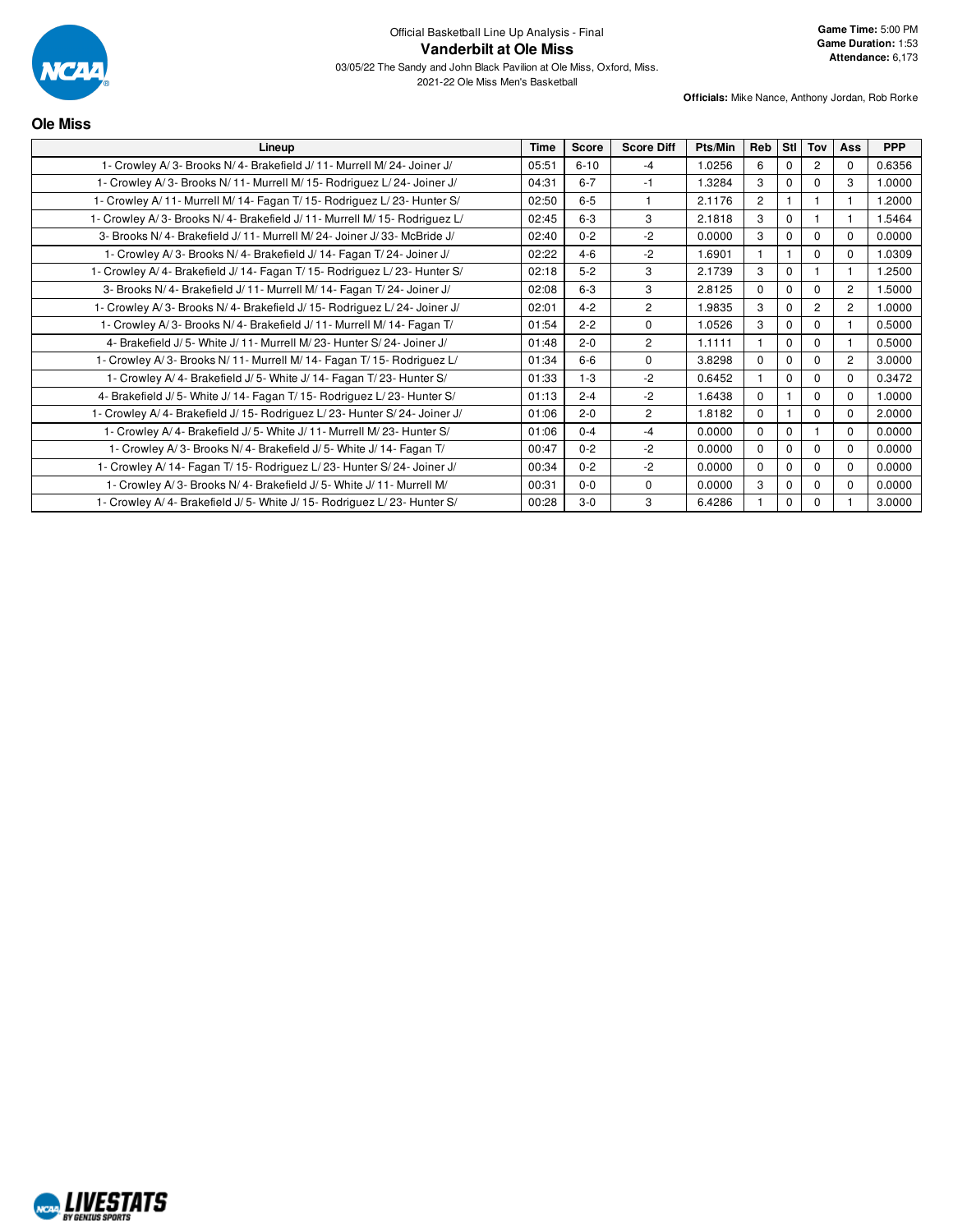Official Basketball Line Up Analysis - Final

# Vanderbilt at Ole Miss

03/05/22 The Sandy and John Black Pavilion at Ole Miss, Oxford, Miss.
2021-22 Ole Miss Men's Basketball

**Game Time:** 5:00 PM
**Game Duration:** 1:53
**Attendance:** 6,173

**Officials:** Mike Nance, Anthony Jordan, Rob Rorke

## Ole Miss

| Lineup | Time | Score | Score Diff | Pts/Min | Reb | Stl | Tov | Ass | PPP |
|---|---|---|---|---|---|---|---|---|---|
| 1- Crowley A/ 3- Brooks N/ 4- Brakefield J/ 11- Murrell M/ 24- Joiner J/ | 05:51 | 6-10 | -4 | 1.0256 | 6 | 0 | 2 | 0 | 0.6356 |
| 1- Crowley A/ 3- Brooks N/ 11- Murrell M/ 15- Rodriguez L/ 24- Joiner J/ | 04:31 | 6-7 | -1 | 1.3284 | 3 | 0 | 0 | 3 | 1.0000 |
| 1- Crowley A/ 11- Murrell M/ 14- Fagan T/ 15- Rodriguez L/ 23- Hunter S/ | 02:50 | 6-5 | 1 | 2.1176 | 2 | 1 | 1 | 1 | 1.2000 |
| 1- Crowley A/ 3- Brooks N/ 4- Brakefield J/ 11- Murrell M/ 15- Rodriguez L/ | 02:45 | 6-3 | 3 | 2.1818 | 3 | 0 | 1 | 1 | 1.5464 |
| 3- Brooks N/ 4- Brakefield J/ 11- Murrell M/ 24- Joiner J/ 33- McBride J/ | 02:40 | 0-2 | -2 | 0.0000 | 3 | 0 | 0 | 0 | 0.0000 |
| 1- Crowley A/ 3- Brooks N/ 4- Brakefield J/ 14- Fagan T/ 24- Joiner J/ | 02:22 | 4-6 | -2 | 1.6901 | 1 | 1 | 0 | 0 | 1.0309 |
| 1- Crowley A/ 4- Brakefield J/ 14- Fagan T/ 15- Rodriguez L/ 23- Hunter S/ | 02:18 | 5-2 | 3 | 2.1739 | 3 | 0 | 1 | 1 | 1.2500 |
| 3- Brooks N/ 4- Brakefield J/ 11- Murrell M/ 14- Fagan T/ 24- Joiner J/ | 02:08 | 6-3 | 3 | 2.8125 | 0 | 0 | 0 | 2 | 1.5000 |
| 1- Crowley A/ 3- Brooks N/ 4- Brakefield J/ 15- Rodriguez L/ 24- Joiner J/ | 02:01 | 4-2 | 2 | 1.9835 | 3 | 0 | 2 | 2 | 1.0000 |
| 1- Crowley A/ 3- Brooks N/ 4- Brakefield J/ 11- Murrell M/ 14- Fagan T/ | 01:54 | 2-2 | 0 | 1.0526 | 3 | 0 | 0 | 1 | 0.5000 |
| 4- Brakefield J/ 5- White J/ 11- Murrell M/ 23- Hunter S/ 24- Joiner J/ | 01:48 | 2-0 | 2 | 1.1111 | 1 | 0 | 0 | 1 | 0.5000 |
| 1- Crowley A/ 3- Brooks N/ 11- Murrell M/ 14- Fagan T/ 15- Rodriguez L/ | 01:34 | 6-6 | 0 | 3.8298 | 0 | 0 | 0 | 2 | 3.0000 |
| 1- Crowley A/ 4- Brakefield J/ 5- White J/ 14- Fagan T/ 23- Hunter S/ | 01:33 | 1-3 | -2 | 0.6452 | 1 | 0 | 0 | 0 | 0.3472 |
| 4- Brakefield J/ 5- White J/ 14- Fagan T/ 15- Rodriguez L/ 23- Hunter S/ | 01:13 | 2-4 | -2 | 1.6438 | 0 | 1 | 0 | 0 | 1.0000 |
| 1- Crowley A/ 4- Brakefield J/ 15- Rodriguez L/ 23- Hunter S/ 24- Joiner J/ | 01:06 | 2-0 | 2 | 1.8182 | 0 | 1 | 0 | 0 | 2.0000 |
| 1- Crowley A/ 4- Brakefield J/ 5- White J/ 11- Murrell M/ 23- Hunter S/ | 01:06 | 0-4 | -4 | 0.0000 | 0 | 0 | 1 | 0 | 0.0000 |
| 1- Crowley A/ 3- Brooks N/ 4- Brakefield J/ 5- White J/ 14- Fagan T/ | 00:47 | 0-2 | -2 | 0.0000 | 0 | 0 | 0 | 0 | 0.0000 |
| 1- Crowley A/ 14- Fagan T/ 15- Rodriguez L/ 23- Hunter S/ 24- Joiner J/ | 00:34 | 0-2 | -2 | 0.0000 | 0 | 0 | 0 | 0 | 0.0000 |
| 1- Crowley A/ 3- Brooks N/ 4- Brakefield J/ 5- White J/ 11- Murrell M/ | 00:31 | 0-0 | 0 | 0.0000 | 3 | 0 | 0 | 0 | 0.0000 |
| 1- Crowley A/ 4- Brakefield J/ 5- White J/ 15- Rodriguez L/ 23- Hunter S/ | 00:28 | 3-0 | 3 | 6.4286 | 1 | 0 | 0 | 1 | 3.0000 |